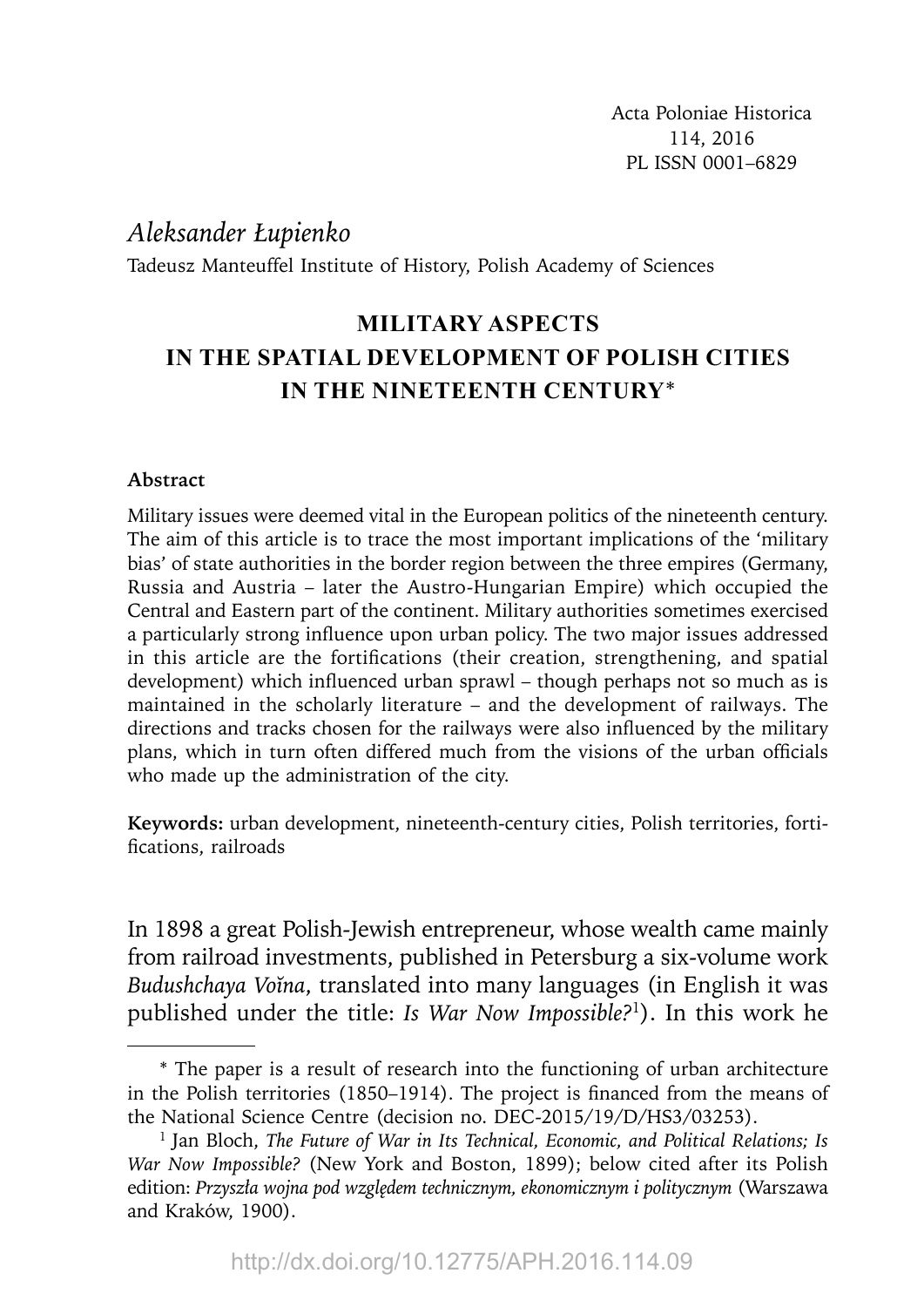Acta Poloniae Historica
114, 2016
PL ISSN 0001–6829

*Aleksander Łupienko*

Tadeusz Manteuffel Institute of History, Polish Academy of Sciences

# MILITARY ASPECTS IN THE SPATIAL DEVELOPMENT OF POLISH CITIES IN THE NINETEENTH CENTURY*

**Abstract**

Military issues were deemed vital in the European politics of the nineteenth century. The aim of this article is to trace the most important implications of the 'military bias' of state authorities in the border region between the three empires (Germany, Russia and Austria – later the Austro-Hungarian Empire) which occupied the Central and Eastern part of the continent. Military authorities sometimes exercised a particularly strong influence upon urban policy. The two major issues addressed in this article are the fortifications (their creation, strengthening, and spatial development) which influenced urban sprawl – though perhaps not so much as is maintained in the scholarly literature – and the development of railways. The directions and tracks chosen for the railways were also influenced by the military plans, which in turn often differed much from the visions of the urban officials who made up the administration of the city.

**Keywords:** urban development, nineteenth-century cities, Polish territories, fortifications, railroads

In 1898 a great Polish-Jewish entrepreneur, whose wealth came mainly from railroad investments, published in Petersburg a six-volume work *Budushchaya Voïna*, translated into many languages (in English it was published under the title: *Is War Now Impossible?*[1]). In this work he

---

* The paper is a result of research into the functioning of urban architecture in the Polish territories (1850–1914). The project is financed from the means of the National Science Centre (decision no. DEC-2015/19/D/HS3/03253).

[1] Jan Bloch, *The Future of War in Its Technical, Economic, and Political Relations; Is War Now Impossible?* (New York and Boston, 1899); below cited after its Polish edition: *Przyszła wojna pod względem technicznym, ekonomicznym i politycznym* (Warszawa and Kraków, 1900).

http://dx.doi.org/10.12775/APH.2016.114.09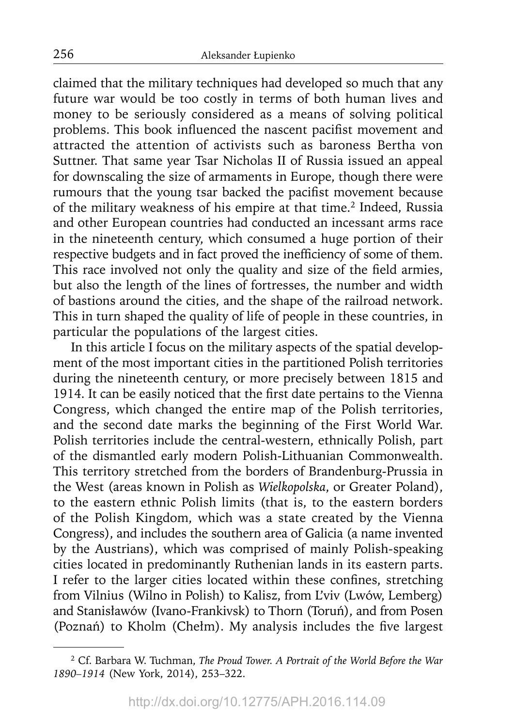claimed that the military techniques had developed so much that any future war would be too costly in terms of both human lives and money to be seriously considered as a means of solving political problems. This book influenced the nascent pacifist movement and attracted the attention of activists such as baroness Bertha von Suttner. That same year Tsar Nicholas II of Russia issued an appeal for downscaling the size of armaments in Europe, though there were rumours that the young tsar backed the pacifist movement because of the military weakness of his empire at that time.[2] Indeed, Russia and other European countries had conducted an incessant arms race in the nineteenth century, which consumed a huge portion of their respective budgets and in fact proved the inefficiency of some of them. This race involved not only the quality and size of the field armies, but also the length of the lines of fortresses, the number and width of bastions around the cities, and the shape of the railroad network. This in turn shaped the quality of life of people in these countries, in particular the populations of the largest cities.

In this article I focus on the military aspects of the spatial development of the most important cities in the partitioned Polish territories during the nineteenth century, or more precisely between 1815 and 1914. It can be easily noticed that the first date pertains to the Vienna Congress, which changed the entire map of the Polish territories, and the second date marks the beginning of the First World War. Polish territories include the central-western, ethnically Polish, part of the dismantled early modern Polish-Lithuanian Commonwealth. This territory stretched from the borders of Brandenburg-Prussia in the West (areas known in Polish as *Wielkopolska*, or Greater Poland), to the eastern ethnic Polish limits (that is, to the eastern borders of the Polish Kingdom, which was a state created by the Vienna Congress), and includes the southern area of Galicia (a name invented by the Austrians), which was comprised of mainly Polish-speaking cities located in predominantly Ruthenian lands in its eastern parts. I refer to the larger cities located within these confines, stretching from Vilnius (Wilno in Polish) to Kalisz, from L'viv (Lwów, Lemberg) and Stanisławów (Ivano-Frankivsk) to Thorn (Toruń), and from Posen (Poznań) to Kholm (Chełm). My analysis includes the five largest

[2] Cf. Barbara W. Tuchman, *The Proud Tower. A Portrait of the World Before the War 1890–1914* (New York, 2014), 253–322.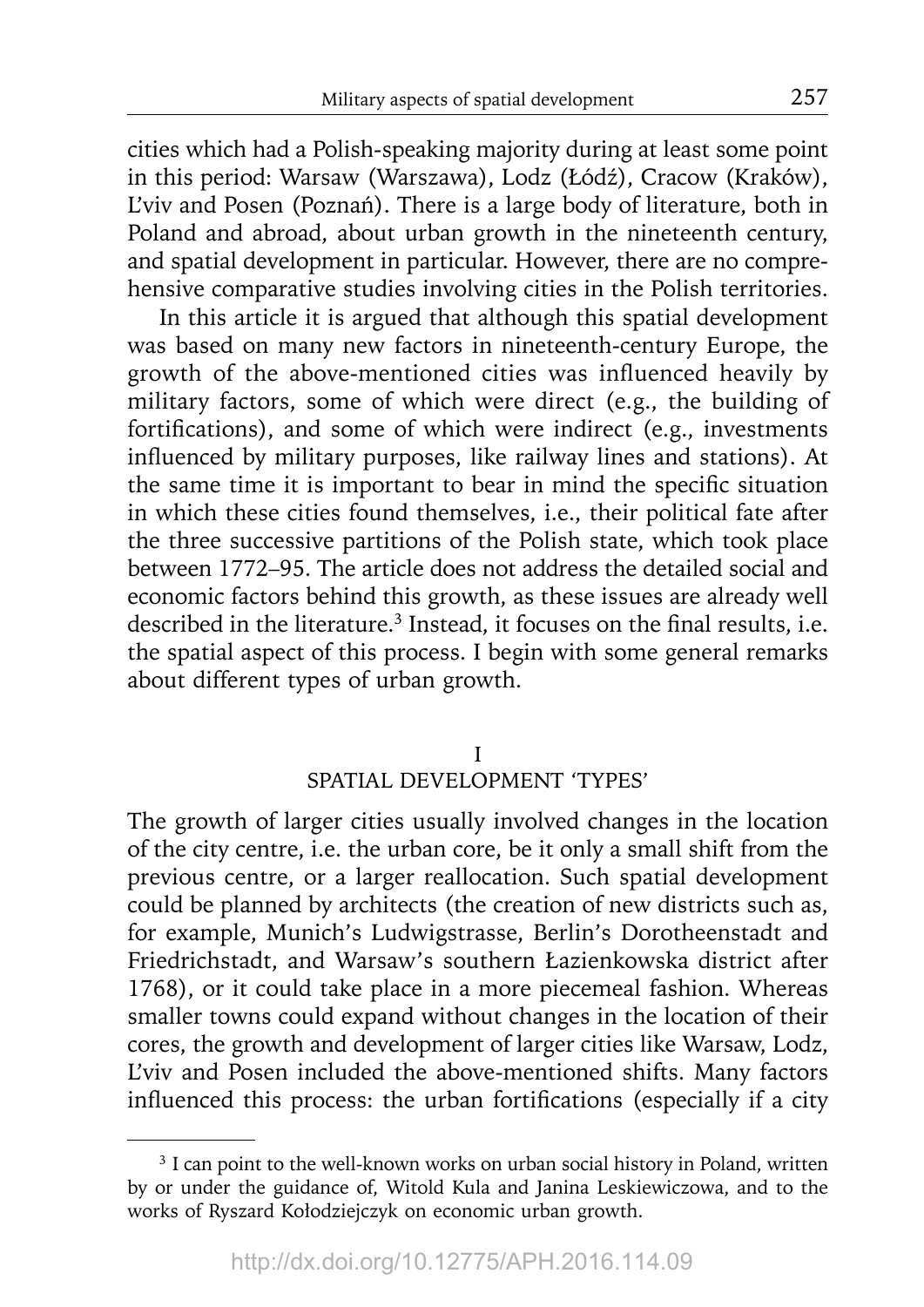cities which had a Polish-speaking majority during at least some point in this period: Warsaw (Warszawa), Lodz (Łódź), Cracow (Kraków), L'viv and Posen (Poznań). There is a large body of literature, both in Poland and abroad, about urban growth in the nineteenth century, and spatial development in particular. However, there are no comprehensive comparative studies involving cities in the Polish territories.

In this article it is argued that although this spatial development was based on many new factors in nineteenth-century Europe, the growth of the above-mentioned cities was influenced heavily by military factors, some of which were direct (e.g., the building of fortifications), and some of which were indirect (e.g., investments influenced by military purposes, like railway lines and stations). At the same time it is important to bear in mind the specific situation in which these cities found themselves, i.e., their political fate after the three successive partitions of the Polish state, which took place between 1772–95. The article does not address the detailed social and economic factors behind this growth, as these issues are already well described in the literature.[3] Instead, it focuses on the final results, i.e. the spatial aspect of this process. I begin with some general remarks about different types of urban growth.

## I
## SPATIAL DEVELOPMENT 'TYPES'

The growth of larger cities usually involved changes in the location of the city centre, i.e. the urban core, be it only a small shift from the previous centre, or a larger reallocation. Such spatial development could be planned by architects (the creation of new districts such as, for example, Munich's Ludwigstrasse, Berlin's Dorotheenstadt and Friedrichstadt, and Warsaw's southern Łazienkowska district after 1768), or it could take place in a more piecemeal fashion. Whereas smaller towns could expand without changes in the location of their cores, the growth and development of larger cities like Warsaw, Lodz, L'viv and Posen included the above-mentioned shifts. Many factors influenced this process: the urban fortifications (especially if a city

---

[3] I can point to the well-known works on urban social history in Poland, written by or under the guidance of, Witold Kula and Janina Leskiewiczowa, and to the works of Ryszard Kołodziejczyk on economic urban growth.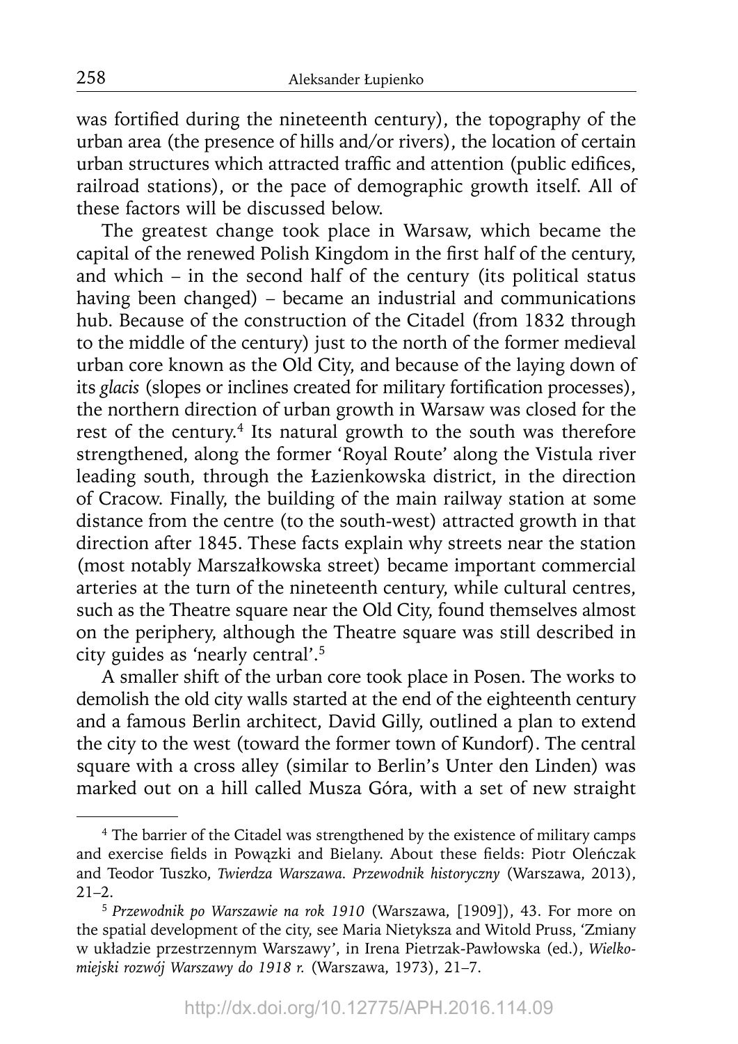was fortified during the nineteenth century), the topography of the urban area (the presence of hills and/or rivers), the location of certain urban structures which attracted traffic and attention (public edifices, railroad stations), or the pace of demographic growth itself. All of these factors will be discussed below.

The greatest change took place in Warsaw, which became the capital of the renewed Polish Kingdom in the first half of the century, and which – in the second half of the century (its political status having been changed) – became an industrial and communications hub. Because of the construction of the Citadel (from 1832 through to the middle of the century) just to the north of the former medieval urban core known as the Old City, and because of the laying down of its *glacis* (slopes or inclines created for military fortification processes), the northern direction of urban growth in Warsaw was closed for the rest of the century.[4] Its natural growth to the south was therefore strengthened, along the former 'Royal Route' along the Vistula river leading south, through the Łazienkowska district, in the direction of Cracow. Finally, the building of the main railway station at some distance from the centre (to the south-west) attracted growth in that direction after 1845. These facts explain why streets near the station (most notably Marszałkowska street) became important commercial arteries at the turn of the nineteenth century, while cultural centres, such as the Theatre square near the Old City, found themselves almost on the periphery, although the Theatre square was still described in city guides as 'nearly central'.[5]

A smaller shift of the urban core took place in Posen. The works to demolish the old city walls started at the end of the eighteenth century and a famous Berlin architect, David Gilly, outlined a plan to extend the city to the west (toward the former town of Kundorf). The central square with a cross alley (similar to Berlin's Unter den Linden) was marked out on a hill called Musza Góra, with a set of new straight

---

[4] The barrier of the Citadel was strengthened by the existence of military camps and exercise fields in Powązki and Bielany. About these fields: Piotr Oleńczak and Teodor Tuszko, *Twierdza Warszawa. Przewodnik historyczny* (Warszawa, 2013), 21–2.

[5] *Przewodnik po Warszawie na rok 1910* (Warszawa, [1909]), 43. For more on the spatial development of the city, see Maria Nietyksza and Witold Pruss, 'Zmiany w układzie przestrzennym Warszawy', in Irena Pietrzak-Pawłowska (ed.), *Wielkomiejski rozwój Warszawy do 1918 r.* (Warszawa, 1973), 21–7.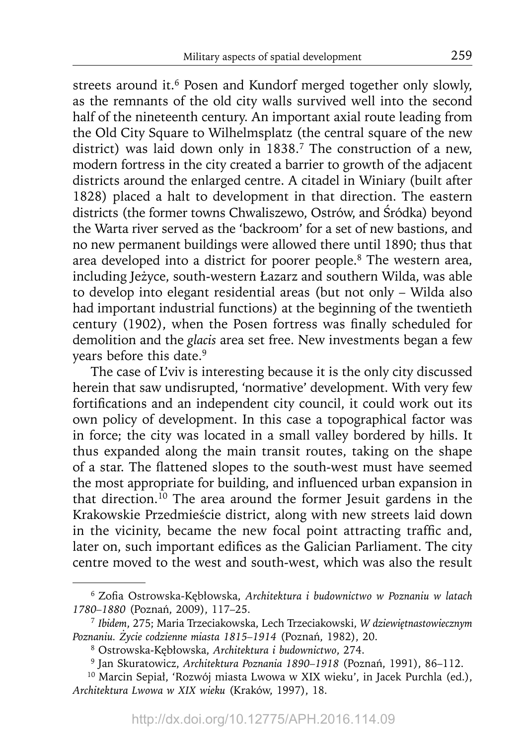streets around it.[6] Posen and Kundorf merged together only slowly, as the remnants of the old city walls survived well into the second half of the nineteenth century. An important axial route leading from the Old City Square to Wilhelmsplatz (the central square of the new district) was laid down only in 1838.[7] The construction of a new, modern fortress in the city created a barrier to growth of the adjacent districts around the enlarged centre. A citadel in Winiary (built after 1828) placed a halt to development in that direction. The eastern districts (the former towns Chwaliszewo, Ostrów, and Śródka) beyond the Warta river served as the 'backroom' for a set of new bastions, and no new permanent buildings were allowed there until 1890; thus that area developed into a district for poorer people.[8] The western area, including Jeżyce, south-western Łazarz and southern Wilda, was able to develop into elegant residential areas (but not only – Wilda also had important industrial functions) at the beginning of the twentieth century (1902), when the Posen fortress was finally scheduled for demolition and the *glacis* area set free. New investments began a few years before this date.[9]

The case of L'viv is interesting because it is the only city discussed herein that saw undisrupted, 'normative' development. With very few fortifications and an independent city council, it could work out its own policy of development. In this case a topographical factor was in force; the city was located in a small valley bordered by hills. It thus expanded along the main transit routes, taking on the shape of a star. The flattened slopes to the south-west must have seemed the most appropriate for building, and influenced urban expansion in that direction.[10] The area around the former Jesuit gardens in the Krakowskie Przedmieście district, along with new streets laid down in the vicinity, became the new focal point attracting traffic and, later on, such important edifices as the Galician Parliament. The city centre moved to the west and south-west, which was also the result

---

[6] Zofia Ostrowska-Kębłowska, *Architektura i budownictwo w Poznaniu w latach 1780–1880* (Poznań, 2009), 117–25.

[7] *Ibidem*, 275; Maria Trzeciakowska, Lech Trzeciakowski, *W dziewiętnastowiecznym Poznaniu. Życie codzienne miasta 1815–1914* (Poznań, 1982), 20.

[8] Ostrowska-Kębłowska, *Architektura i budownictwo*, 274.

[9] Jan Skuratowicz, *Architektura Poznania 1890–1918* (Poznań, 1991), 86–112.

[10] Marcin Sepiał, 'Rozwój miasta Lwowa w XIX wieku', in Jacek Purchla (ed.), *Architektura Lwowa w XIX wieku* (Kraków, 1997), 18.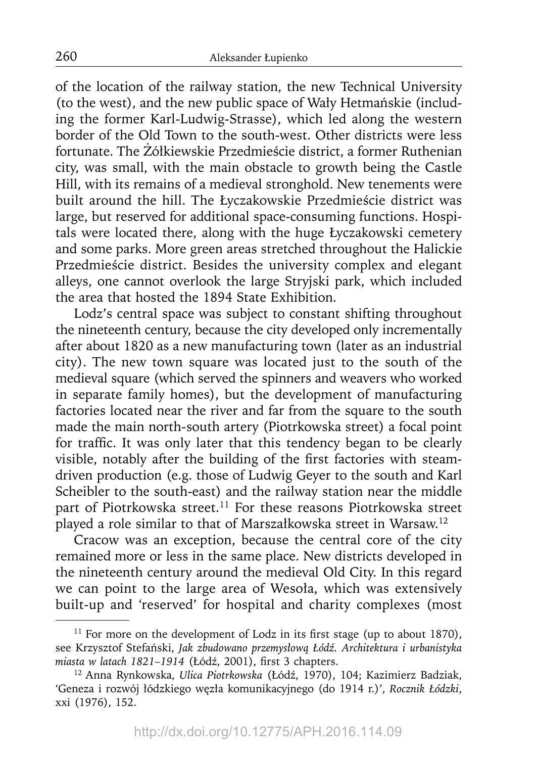of the location of the railway station, the new Technical University (to the west), and the new public space of Wały Hetmańskie (including the former Karl-Ludwig-Strasse), which led along the western border of the Old Town to the south-west. Other districts were less fortunate. The Żółkiewskie Przedmieście district, a former Ruthenian city, was small, with the main obstacle to growth being the Castle Hill, with its remains of a medieval stronghold. New tenements were built around the hill. The Łyczakowskie Przedmieście district was large, but reserved for additional space-consuming functions. Hospitals were located there, along with the huge Łyczakowski cemetery and some parks. More green areas stretched throughout the Halickie Przedmieście district. Besides the university complex and elegant alleys, one cannot overlook the large Stryjski park, which included the area that hosted the 1894 State Exhibition.

Lodz's central space was subject to constant shifting throughout the nineteenth century, because the city developed only incrementally after about 1820 as a new manufacturing town (later as an industrial city). The new town square was located just to the south of the medieval square (which served the spinners and weavers who worked in separate family homes), but the development of manufacturing factories located near the river and far from the square to the south made the main north-south artery (Piotrkowska street) a focal point for traffic. It was only later that this tendency began to be clearly visible, notably after the building of the first factories with steam-driven production (e.g. those of Ludwig Geyer to the south and Karl Scheibler to the south-east) and the railway station near the middle part of Piotrkowska street.[11] For these reasons Piotrkowska street played a role similar to that of Marszałkowska street in Warsaw.[12]

Cracow was an exception, because the central core of the city remained more or less in the same place. New districts developed in the nineteenth century around the medieval Old City. In this regard we can point to the large area of Wesoła, which was extensively built-up and 'reserved' for hospital and charity complexes (most

---

[11] For more on the development of Lodz in its first stage (up to about 1870), see Krzysztof Stefański, *Jak zbudowano przemysłową Łódź. Architektura i urbanistyka miasta w latach 1821–1914* (Łódź, 2001), first 3 chapters.

[12] Anna Rynkowska, *Ulica Piotrkowska* (Łódź, 1970), 104; Kazimierz Badziak, 'Geneza i rozwój łódzkiego węzła komunikacyjnego (do 1914 r.)', *Rocznik Łódzki*, xxi (1976), 152.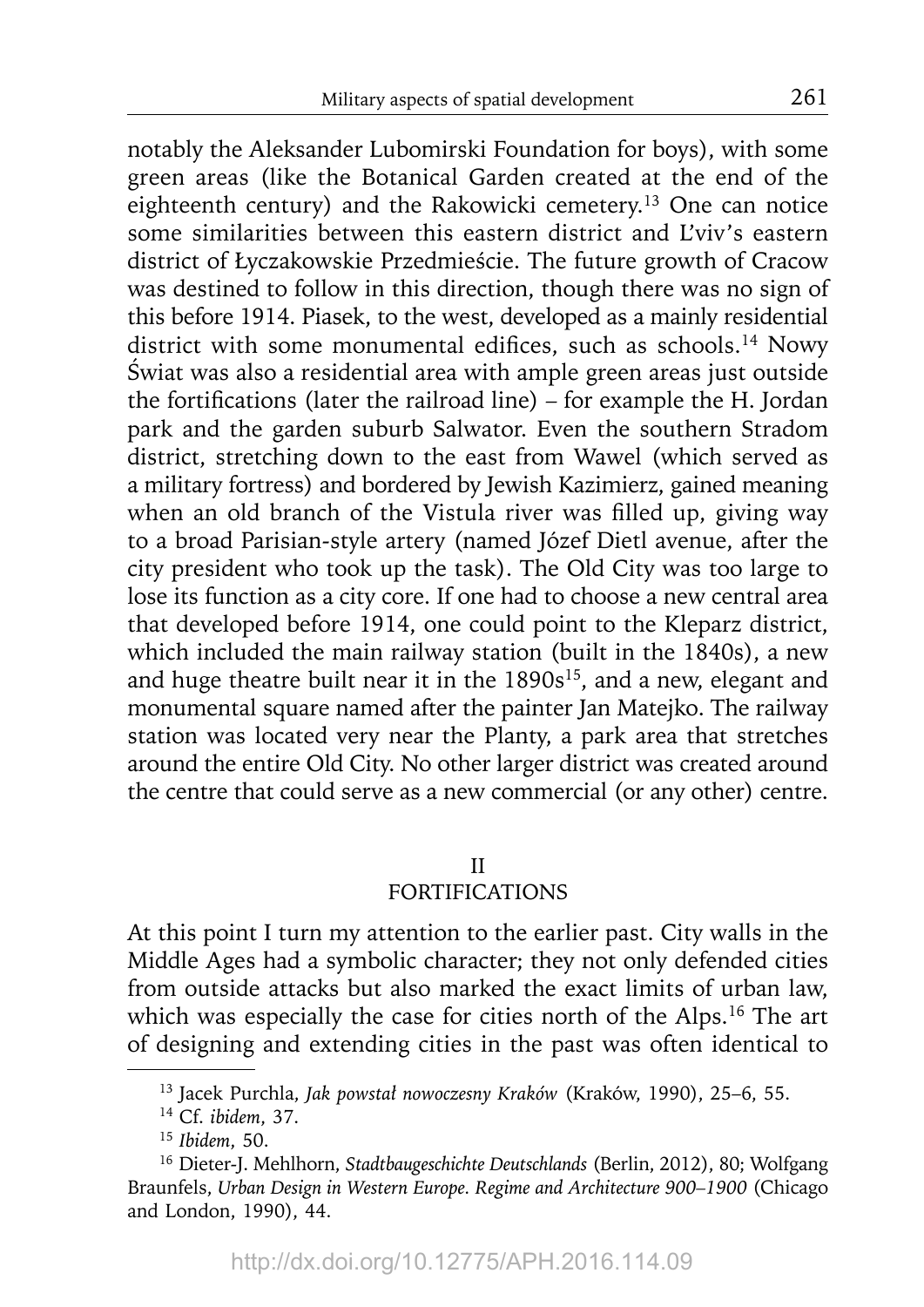notably the Aleksander Lubomirski Foundation for boys), with some green areas (like the Botanical Garden created at the end of the eighteenth century) and the Rakowicki cemetery.[13] One can notice some similarities between this eastern district and L'viv's eastern district of Łyczakowskie Przedmieście. The future growth of Cracow was destined to follow in this direction, though there was no sign of this before 1914. Piasek, to the west, developed as a mainly residential district with some monumental edifices, such as schools.[14] Nowy Świat was also a residential area with ample green areas just outside the fortifications (later the railroad line) – for example the H. Jordan park and the garden suburb Salwator. Even the southern Stradom district, stretching down to the east from Wawel (which served as a military fortress) and bordered by Jewish Kazimierz, gained meaning when an old branch of the Vistula river was filled up, giving way to a broad Parisian-style artery (named Józef Dietl avenue, after the city president who took up the task). The Old City was too large to lose its function as a city core. If one had to choose a new central area that developed before 1914, one could point to the Kleparz district, which included the main railway station (built in the 1840s), a new and huge theatre built near it in the 1890s[15], and a new, elegant and monumental square named after the painter Jan Matejko. The railway station was located very near the Planty, a park area that stretches around the entire Old City. No other larger district was created around the centre that could serve as a new commercial (or any other) centre.

## II
## FORTIFICATIONS

At this point I turn my attention to the earlier past. City walls in the Middle Ages had a symbolic character; they not only defended cities from outside attacks but also marked the exact limits of urban law, which was especially the case for cities north of the Alps.[16] The art of designing and extending cities in the past was often identical to

---

[13] Jacek Purchla, *Jak powstał nowoczesny Kraków* (Kraków, 1990), 25–6, 55.

[14] Cf. *ibidem*, 37.

[15] *Ibidem*, 50.

[16] Dieter-J. Mehlhorn, *Stadtbaugeschichte Deutschlands* (Berlin, 2012), 80; Wolfgang Braunfels, *Urban Design in Western Europe. Regime and Architecture 900–1900* (Chicago and London, 1990), 44.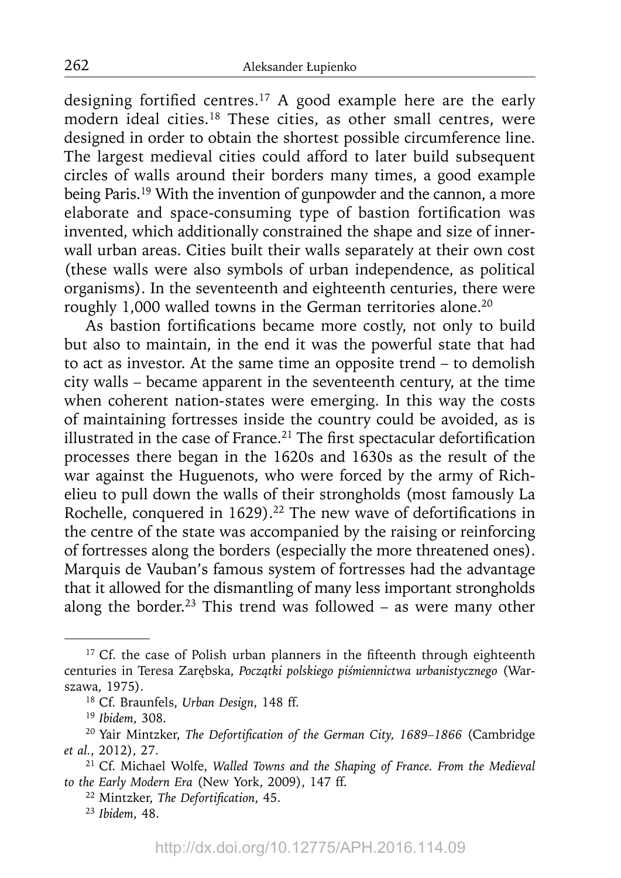designing fortified centres.[17] A good example here are the early modern ideal cities.[18] These cities, as other small centres, were designed in order to obtain the shortest possible circumference line. The largest medieval cities could afford to later build subsequent circles of walls around their borders many times, a good example being Paris.[19] With the invention of gunpowder and the cannon, a more elaborate and space-consuming type of bastion fortification was invented, which additionally constrained the shape and size of inner-wall urban areas. Cities built their walls separately at their own cost (these walls were also symbols of urban independence, as political organisms). In the seventeenth and eighteenth centuries, there were roughly 1,000 walled towns in the German territories alone.[20]

As bastion fortifications became more costly, not only to build but also to maintain, in the end it was the powerful state that had to act as investor. At the same time an opposite trend – to demolish city walls – became apparent in the seventeenth century, at the time when coherent nation-states were emerging. In this way the costs of maintaining fortresses inside the country could be avoided, as is illustrated in the case of France.[21] The first spectacular defortification processes there began in the 1620s and 1630s as the result of the war against the Huguenots, who were forced by the army of Richelieu to pull down the walls of their strongholds (most famously La Rochelle, conquered in 1629).[22] The new wave of defortifications in the centre of the state was accompanied by the raising or reinforcing of fortresses along the borders (especially the more threatened ones). Marquis de Vauban's famous system of fortresses had the advantage that it allowed for the dismantling of many less important strongholds along the border.[23] This trend was followed – as were many other

---

[17] Cf. the case of Polish urban planners in the fifteenth through eighteenth centuries in Teresa Zarębska, *Początki polskiego piśmiennictwa urbanistycznego* (Warszawa, 1975).

[18] Cf. Braunfels, *Urban Design*, 148 ff.

[19] *Ibidem*, 308.

[20] Yair Mintzker, *The Defortification of the German City, 1689–1866* (Cambridge *et al.*, 2012), 27.

[21] Cf. Michael Wolfe, *Walled Towns and the Shaping of France. From the Medieval to the Early Modern Era* (New York, 2009), 147 ff.

[22] Mintzker, *The Defortification*, 45.

[23] *Ibidem*, 48.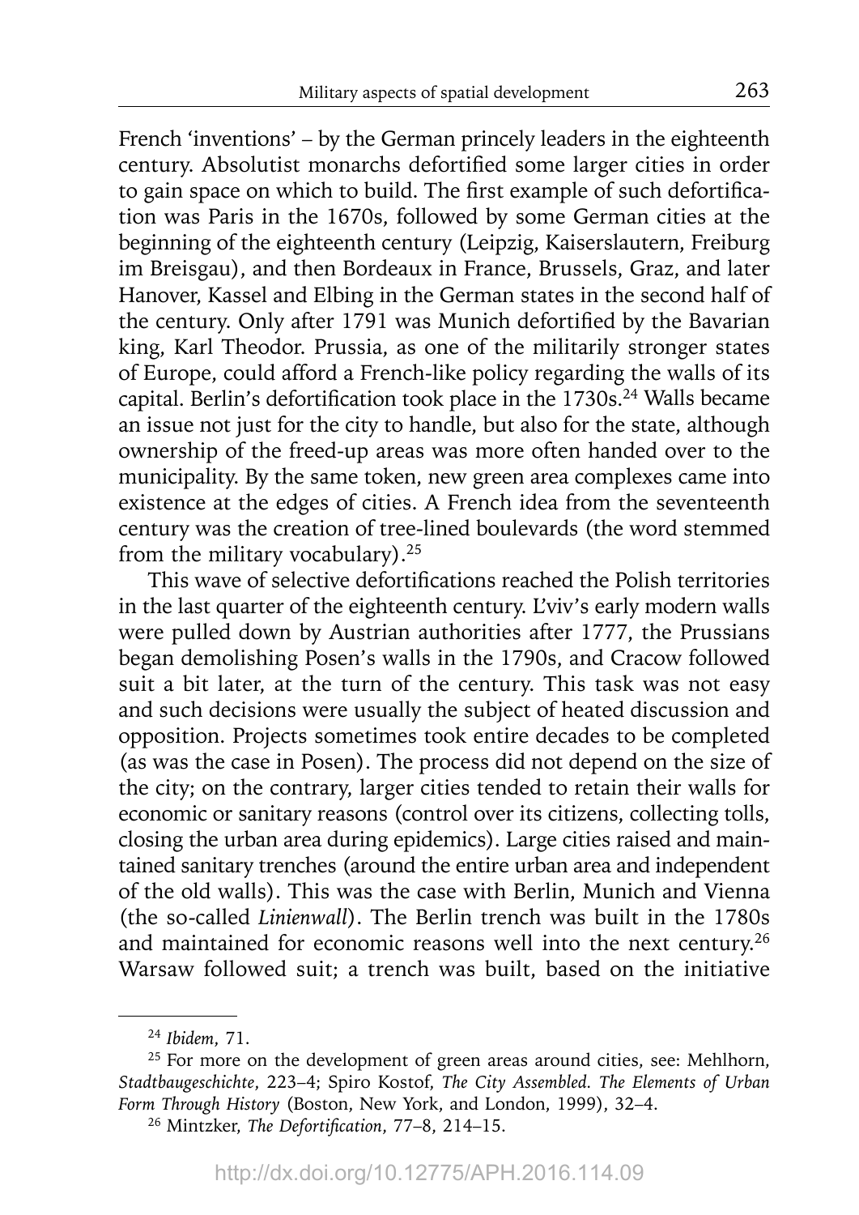French 'inventions' – by the German princely leaders in the eighteenth century. Absolutist monarchs defortified some larger cities in order to gain space on which to build. The first example of such defortification was Paris in the 1670s, followed by some German cities at the beginning of the eighteenth century (Leipzig, Kaiserslautern, Freiburg im Breisgau), and then Bordeaux in France, Brussels, Graz, and later Hanover, Kassel and Elbing in the German states in the second half of the century. Only after 1791 was Munich defortified by the Bavarian king, Karl Theodor. Prussia, as one of the militarily stronger states of Europe, could afford a French-like policy regarding the walls of its capital. Berlin's defortification took place in the 1730s.[24] Walls became an issue not just for the city to handle, but also for the state, although ownership of the freed-up areas was more often handed over to the municipality. By the same token, new green area complexes came into existence at the edges of cities. A French idea from the seventeenth century was the creation of tree-lined boulevards (the word stemmed from the military vocabulary).[25]

This wave of selective defortifications reached the Polish territories in the last quarter of the eighteenth century. L'viv's early modern walls were pulled down by Austrian authorities after 1777, the Prussians began demolishing Posen's walls in the 1790s, and Cracow followed suit a bit later, at the turn of the century. This task was not easy and such decisions were usually the subject of heated discussion and opposition. Projects sometimes took entire decades to be completed (as was the case in Posen). The process did not depend on the size of the city; on the contrary, larger cities tended to retain their walls for economic or sanitary reasons (control over its citizens, collecting tolls, closing the urban area during epidemics). Large cities raised and maintained sanitary trenches (around the entire urban area and independent of the old walls). This was the case with Berlin, Munich and Vienna (the so-called *Linienwall*). The Berlin trench was built in the 1780s and maintained for economic reasons well into the next century.[26] Warsaw followed suit; a trench was built, based on the initiative

---

[24] *Ibidem*, 71.

[25] For more on the development of green areas around cities, see: Mehlhorn, *Stadtbaugeschichte*, 223–4; Spiro Kostof, *The City Assembled. The Elements of Urban Form Through History* (Boston, New York, and London, 1999), 32–4.

[26] Mintzker, *The Defortification*, 77–8, 214–15.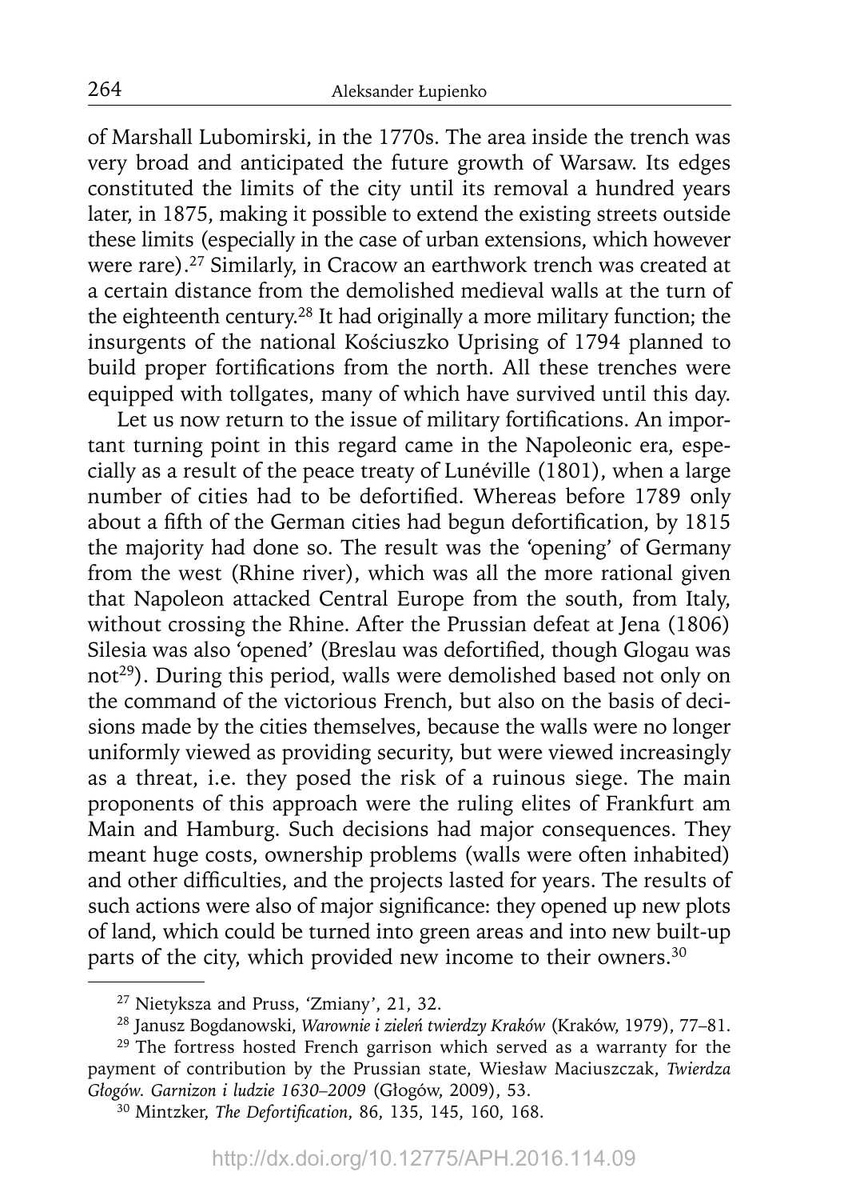of Marshall Lubomirski, in the 1770s. The area inside the trench was very broad and anticipated the future growth of Warsaw. Its edges constituted the limits of the city until its removal a hundred years later, in 1875, making it possible to extend the existing streets outside these limits (especially in the case of urban extensions, which however were rare).[27] Similarly, in Cracow an earthwork trench was created at a certain distance from the demolished medieval walls at the turn of the eighteenth century.[28] It had originally a more military function; the insurgents of the national Kościuszko Uprising of 1794 planned to build proper fortifications from the north. All these trenches were equipped with tollgates, many of which have survived until this day.

Let us now return to the issue of military fortifications. An important turning point in this regard came in the Napoleonic era, especially as a result of the peace treaty of Lunéville (1801), when a large number of cities had to be defortified. Whereas before 1789 only about a fifth of the German cities had begun defortification, by 1815 the majority had done so. The result was the 'opening' of Germany from the west (Rhine river), which was all the more rational given that Napoleon attacked Central Europe from the south, from Italy, without crossing the Rhine. After the Prussian defeat at Jena (1806) Silesia was also 'opened' (Breslau was defortified, though Glogau was not[29]). During this period, walls were demolished based not only on the command of the victorious French, but also on the basis of decisions made by the cities themselves, because the walls were no longer uniformly viewed as providing security, but were viewed increasingly as a threat, i.e. they posed the risk of a ruinous siege. The main proponents of this approach were the ruling elites of Frankfurt am Main and Hamburg. Such decisions had major consequences. They meant huge costs, ownership problems (walls were often inhabited) and other difficulties, and the projects lasted for years. The results of such actions were also of major significance: they opened up new plots of land, which could be turned into green areas and into new built-up parts of the city, which provided new income to their owners.[30]

---

[27] Nietyksza and Pruss, 'Zmiany', 21, 32.

[28] Janusz Bogdanowski, *Warownie i zieleń twierdzy Kraków* (Kraków, 1979), 77–81.

[29] The fortress hosted French garrison which served as a warranty for the payment of contribution by the Prussian state, Wiesław Maciuszczak, *Twierdza Głogów. Garnizon i ludzie 1630–2009* (Głogów, 2009), 53.

[30] Mintzker, *The Defortification*, 86, 135, 145, 160, 168.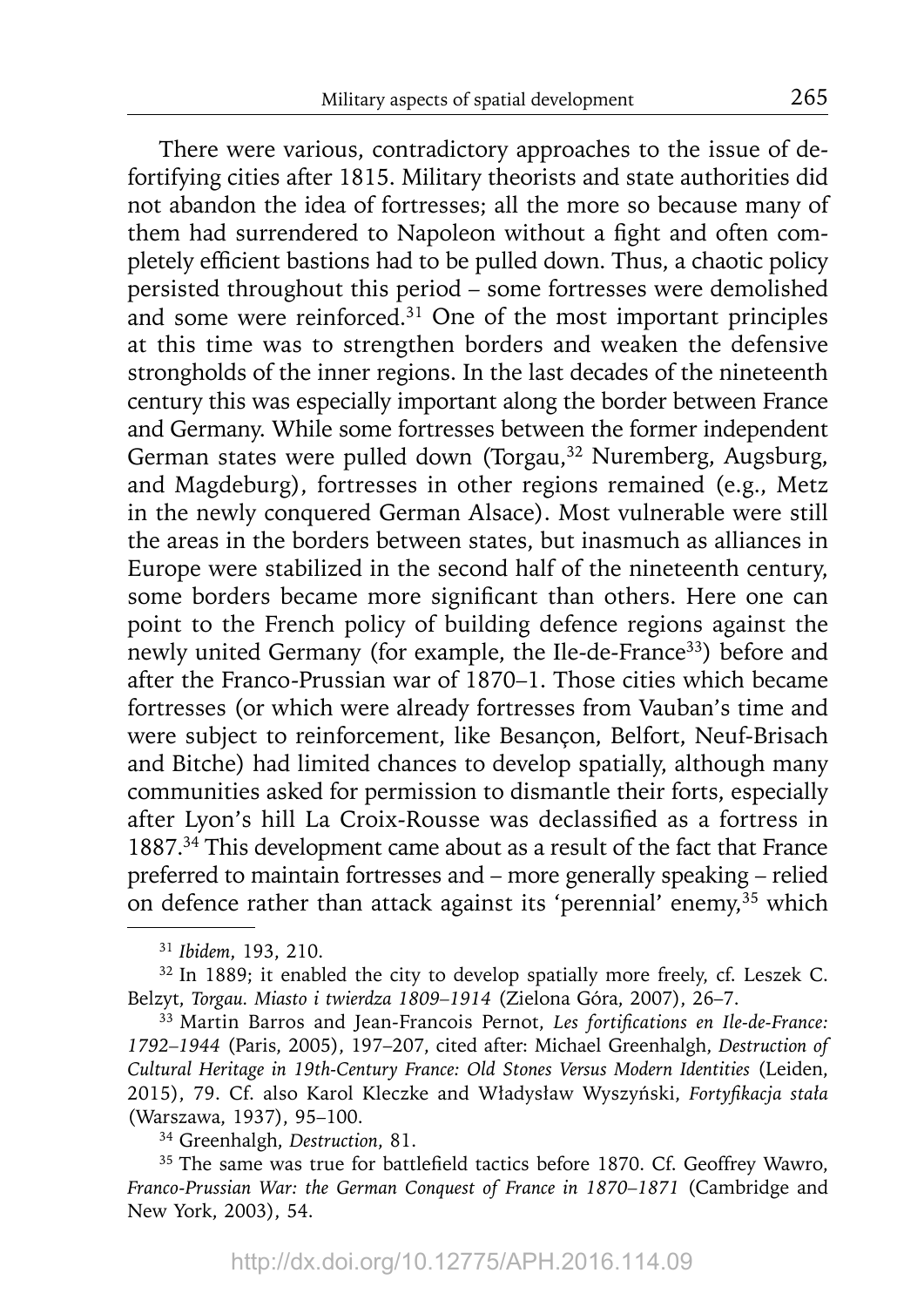There were various, contradictory approaches to the issue of defortifying cities after 1815. Military theorists and state authorities did not abandon the idea of fortresses; all the more so because many of them had surrendered to Napoleon without a fight and often completely efficient bastions had to be pulled down. Thus, a chaotic policy persisted throughout this period – some fortresses were demolished and some were reinforced.[31] One of the most important principles at this time was to strengthen borders and weaken the defensive strongholds of the inner regions. In the last decades of the nineteenth century this was especially important along the border between France and Germany. While some fortresses between the former independent German states were pulled down (Torgau,[32] Nuremberg, Augsburg, and Magdeburg), fortresses in other regions remained (e.g., Metz in the newly conquered German Alsace). Most vulnerable were still the areas in the borders between states, but inasmuch as alliances in Europe were stabilized in the second half of the nineteenth century, some borders became more significant than others. Here one can point to the French policy of building defence regions against the newly united Germany (for example, the Ile-de-France[33]) before and after the Franco-Prussian war of 1870–1. Those cities which became fortresses (or which were already fortresses from Vauban's time and were subject to reinforcement, like Besançon, Belfort, Neuf-Brisach and Bitche) had limited chances to develop spatially, although many communities asked for permission to dismantle their forts, especially after Lyon's hill La Croix-Rousse was declassified as a fortress in 1887.[34] This development came about as a result of the fact that France preferred to maintain fortresses and – more generally speaking – relied on defence rather than attack against its 'perennial' enemy,[35] which

---

[31] *Ibidem*, 193, 210.

[32] In 1889; it enabled the city to develop spatially more freely, cf. Leszek C. Belzyt, *Torgau. Miasto i twierdza 1809–1914* (Zielona Góra, 2007), 26–7.

[33] Martin Barros and Jean-Francois Pernot, *Les fortifications en Ile-de-France: 1792–1944* (Paris, 2005), 197–207, cited after: Michael Greenhalgh, *Destruction of Cultural Heritage in 19th-Century France: Old Stones Versus Modern Identities* (Leiden, 2015), 79. Cf. also Karol Kleczke and Władysław Wyszyński, *Fortyfikacja stała* (Warszawa, 1937), 95–100.

[34] Greenhalgh, *Destruction*, 81.

[35] The same was true for battlefield tactics before 1870. Cf. Geoffrey Wawro, *Franco-Prussian War: the German Conquest of France in 1870–1871* (Cambridge and New York, 2003), 54.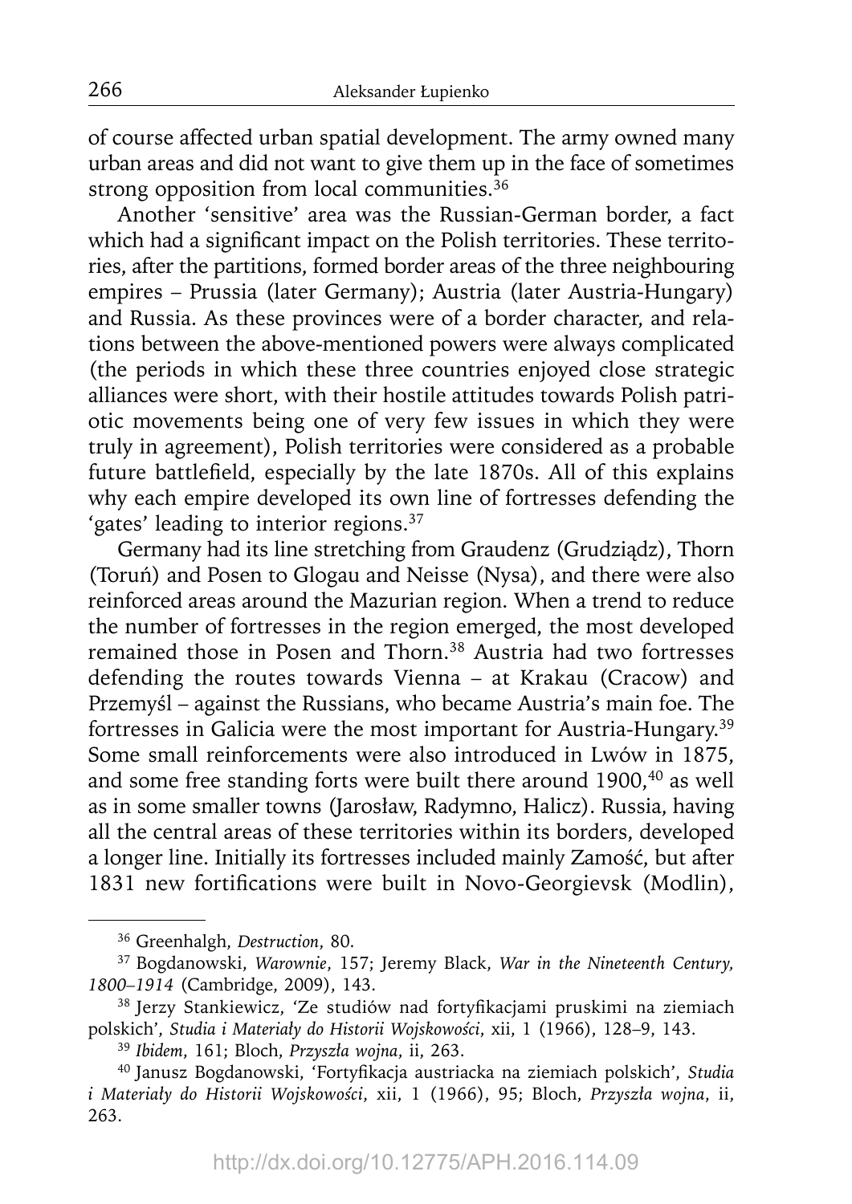of course affected urban spatial development. The army owned many urban areas and did not want to give them up in the face of sometimes strong opposition from local communities.[36]

Another 'sensitive' area was the Russian-German border, a fact which had a significant impact on the Polish territories. These territories, after the partitions, formed border areas of the three neighbouring empires – Prussia (later Germany); Austria (later Austria-Hungary) and Russia. As these provinces were of a border character, and relations between the above-mentioned powers were always complicated (the periods in which these three countries enjoyed close strategic alliances were short, with their hostile attitudes towards Polish patriotic movements being one of very few issues in which they were truly in agreement), Polish territories were considered as a probable future battlefield, especially by the late 1870s. All of this explains why each empire developed its own line of fortresses defending the 'gates' leading to interior regions.[37]

Germany had its line stretching from Graudenz (Grudziądz), Thorn (Toruń) and Posen to Glogau and Neisse (Nysa), and there were also reinforced areas around the Mazurian region. When a trend to reduce the number of fortresses in the region emerged, the most developed remained those in Posen and Thorn.[38] Austria had two fortresses defending the routes towards Vienna – at Krakau (Cracow) and Przemyśl – against the Russians, who became Austria's main foe. The fortresses in Galicia were the most important for Austria-Hungary.[39] Some small reinforcements were also introduced in Lwów in 1875, and some free standing forts were built there around 1900,[40] as well as in some smaller towns (Jarosław, Radymno, Halicz). Russia, having all the central areas of these territories within its borders, developed a longer line. Initially its fortresses included mainly Zamość, but after 1831 new fortifications were built in Novo-Georgievsk (Modlin),

---

[36] Greenhalgh, *Destruction*, 80.

[37] Bogdanowski, *Warownie*, 157; Jeremy Black, *War in the Nineteenth Century, 1800–1914* (Cambridge, 2009), 143.

[38] Jerzy Stankiewicz, 'Ze studiów nad fortyfikacjami pruskimi na ziemiach polskich', *Studia i Materiały do Historii Wojskowości*, xii, 1 (1966), 128–9, 143.

[39] *Ibidem*, 161; Bloch, *Przyszła wojna*, ii, 263.

[40] Janusz Bogdanowski, 'Fortyfikacja austriacka na ziemiach polskich', *Studia i Materiały do Historii Wojskowości*, xii, 1 (1966), 95; Bloch, *Przyszła wojna*, ii, 263.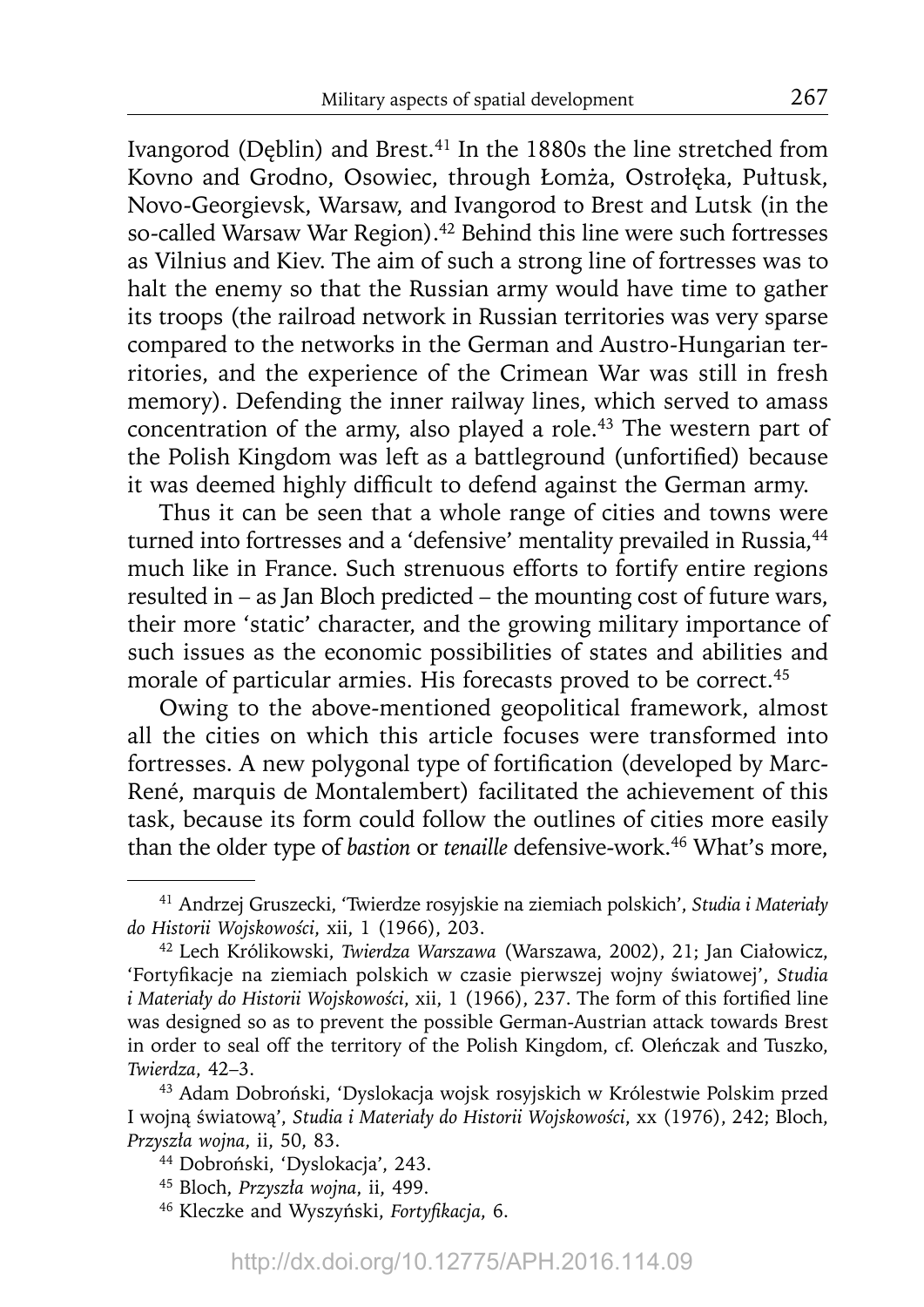Ivangorod (Dęblin) and Brest.[41] In the 1880s the line stretched from Kovno and Grodno, Osowiec, through Łomża, Ostrołęka, Pułtusk, Novo-Georgievsk, Warsaw, and Ivangorod to Brest and Lutsk (in the so-called Warsaw War Region).[42] Behind this line were such fortresses as Vilnius and Kiev. The aim of such a strong line of fortresses was to halt the enemy so that the Russian army would have time to gather its troops (the railroad network in Russian territories was very sparse compared to the networks in the German and Austro-Hungarian territories, and the experience of the Crimean War was still in fresh memory). Defending the inner railway lines, which served to amass concentration of the army, also played a role.[43] The western part of the Polish Kingdom was left as a battleground (unfortified) because it was deemed highly difficult to defend against the German army.

Thus it can be seen that a whole range of cities and towns were turned into fortresses and a 'defensive' mentality prevailed in Russia,[44] much like in France. Such strenuous efforts to fortify entire regions resulted in – as Jan Bloch predicted – the mounting cost of future wars, their more 'static' character, and the growing military importance of such issues as the economic possibilities of states and abilities and morale of particular armies. His forecasts proved to be correct.[45]

Owing to the above-mentioned geopolitical framework, almost all the cities on which this article focuses were transformed into fortresses. A new polygonal type of fortification (developed by Marc-René, marquis de Montalembert) facilitated the achievement of this task, because its form could follow the outlines of cities more easily than the older type of *bastion* or *tenaille* defensive-work.[46] What's more,

---

[41] Andrzej Gruszecki, 'Twierdze rosyjskie na ziemiach polskich', *Studia i Materiały do Historii Wojskowości*, xii, 1 (1966), 203.

[42] Lech Królikowski, *Twierdza Warszawa* (Warszawa, 2002), 21; Jan Ciałowicz, 'Fortyfikacje na ziemiach polskich w czasie pierwszej wojny światowej', *Studia i Materiały do Historii Wojskowości*, xii, 1 (1966), 237. The form of this fortified line was designed so as to prevent the possible German-Austrian attack towards Brest in order to seal off the territory of the Polish Kingdom, cf. Oleńczak and Tuszko, *Twierdza*, 42–3.

[43] Adam Dobroński, 'Dyslokacja wojsk rosyjskich w Królestwie Polskim przed I wojną światową', *Studia i Materiały do Historii Wojskowości*, xx (1976), 242; Bloch, *Przyszła wojna*, ii, 50, 83.

[44] Dobroński, 'Dyslokacja', 243.

[45] Bloch, *Przyszła wojna*, ii, 499.

[46] Kleczke and Wyszyński, *Fortyfikacja*, 6.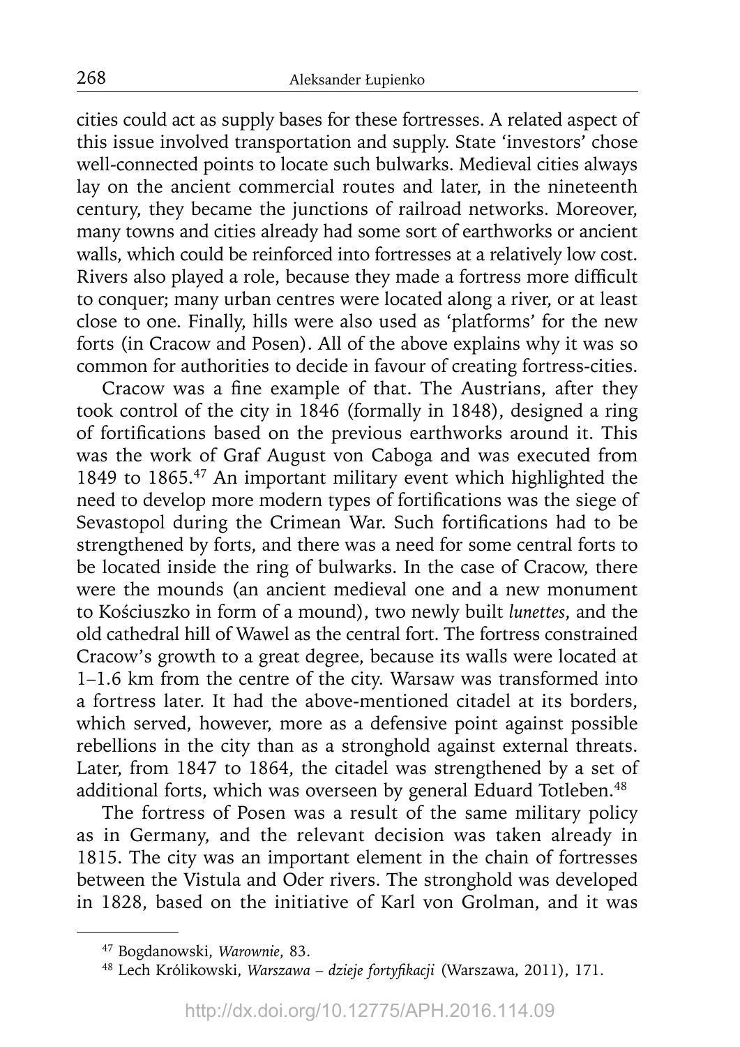cities could act as supply bases for these fortresses. A related aspect of this issue involved transportation and supply. State 'investors' chose well-connected points to locate such bulwarks. Medieval cities always lay on the ancient commercial routes and later, in the nineteenth century, they became the junctions of railroad networks. Moreover, many towns and cities already had some sort of earthworks or ancient walls, which could be reinforced into fortresses at a relatively low cost. Rivers also played a role, because they made a fortress more difficult to conquer; many urban centres were located along a river, or at least close to one. Finally, hills were also used as 'platforms' for the new forts (in Cracow and Posen). All of the above explains why it was so common for authorities to decide in favour of creating fortress-cities.

Cracow was a fine example of that. The Austrians, after they took control of the city in 1846 (formally in 1848), designed a ring of fortifications based on the previous earthworks around it. This was the work of Graf August von Caboga and was executed from 1849 to 1865.[47] An important military event which highlighted the need to develop more modern types of fortifications was the siege of Sevastopol during the Crimean War. Such fortifications had to be strengthened by forts, and there was a need for some central forts to be located inside the ring of bulwarks. In the case of Cracow, there were the mounds (an ancient medieval one and a new monument to Kościuszko in form of a mound), two newly built *lunettes*, and the old cathedral hill of Wawel as the central fort. The fortress constrained Cracow's growth to a great degree, because its walls were located at 1–1.6 km from the centre of the city. Warsaw was transformed into a fortress later. It had the above-mentioned citadel at its borders, which served, however, more as a defensive point against possible rebellions in the city than as a stronghold against external threats. Later, from 1847 to 1864, the citadel was strengthened by a set of additional forts, which was overseen by general Eduard Totleben.[48]

The fortress of Posen was a result of the same military policy as in Germany, and the relevant decision was taken already in 1815. The city was an important element in the chain of fortresses between the Vistula and Oder rivers. The stronghold was developed in 1828, based on the initiative of Karl von Grolman, and it was

---

[47] Bogdanowski, *Warownie*, 83.

[48] Lech Królikowski, *Warszawa – dzieje fortyfikacji* (Warszawa, 2011), 171.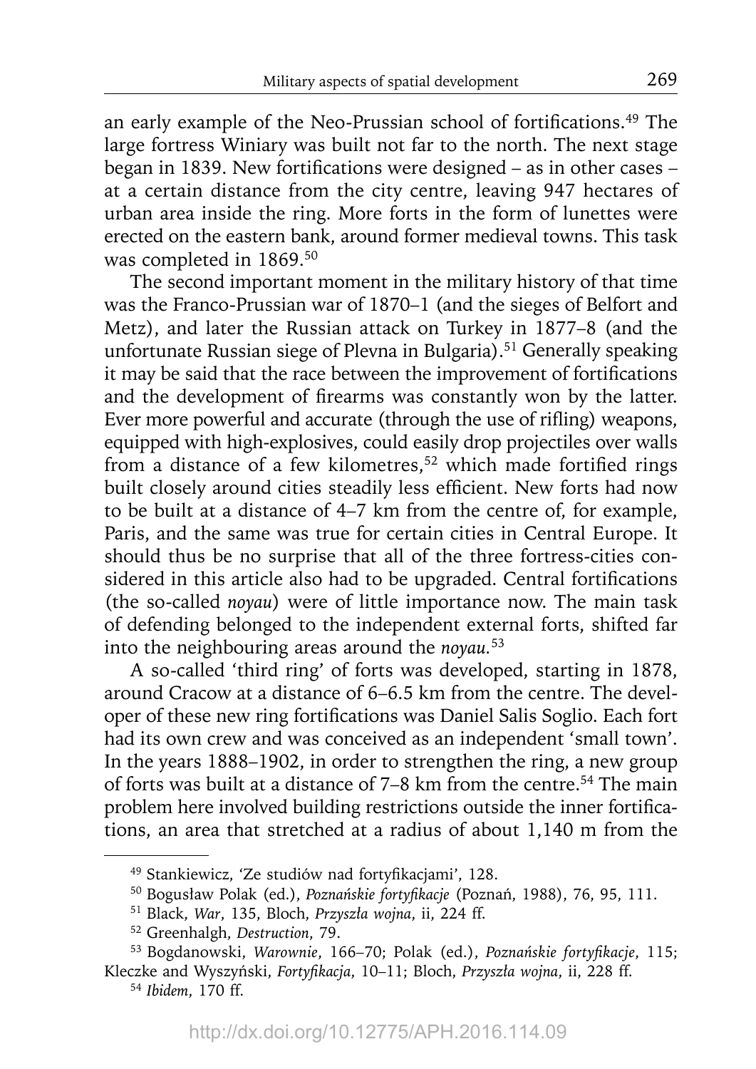an early example of the Neo-Prussian school of fortifications.[49] The large fortress Winiary was built not far to the north. The next stage began in 1839. New fortifications were designed – as in other cases – at a certain distance from the city centre, leaving 947 hectares of urban area inside the ring. More forts in the form of lunettes were erected on the eastern bank, around former medieval towns. This task was completed in 1869.[50]

The second important moment in the military history of that time was the Franco-Prussian war of 1870–1 (and the sieges of Belfort and Metz), and later the Russian attack on Turkey in 1877–8 (and the unfortunate Russian siege of Plevna in Bulgaria).[51] Generally speaking it may be said that the race between the improvement of fortifications and the development of firearms was constantly won by the latter. Ever more powerful and accurate (through the use of rifling) weapons, equipped with high-explosives, could easily drop projectiles over walls from a distance of a few kilometres,[52] which made fortified rings built closely around cities steadily less efficient. New forts had now to be built at a distance of 4–7 km from the centre of, for example, Paris, and the same was true for certain cities in Central Europe. It should thus be no surprise that all of the three fortress-cities considered in this article also had to be upgraded. Central fortifications (the so-called *noyau*) were of little importance now. The main task of defending belonged to the independent external forts, shifted far into the neighbouring areas around the *noyau*.[53]

A so-called 'third ring' of forts was developed, starting in 1878, around Cracow at a distance of 6–6.5 km from the centre. The developer of these new ring fortifications was Daniel Salis Soglio. Each fort had its own crew and was conceived as an independent 'small town'. In the years 1888–1902, in order to strengthen the ring, a new group of forts was built at a distance of 7–8 km from the centre.[54] The main problem here involved building restrictions outside the inner fortifications, an area that stretched at a radius of about 1,140 m from the

---

[49] Stankiewicz, 'Ze studiów nad fortyfikacjami', 128.

[50] Bogusław Polak (ed.), *Poznańskie fortyfikacje* (Poznań, 1988), 76, 95, 111.

[51] Black, *War*, 135, Bloch, *Przyszła wojna*, ii, 224 ff.

[52] Greenhalgh, *Destruction*, 79.

[53] Bogdanowski, *Warownie*, 166–70; Polak (ed.), *Poznańskie fortyfikacje*, 115; Kleczke and Wyszyński, *Fortyfikacja*, 10–11; Bloch, *Przyszła wojna*, ii, 228 ff.

[54] *Ibidem*, 170 ff.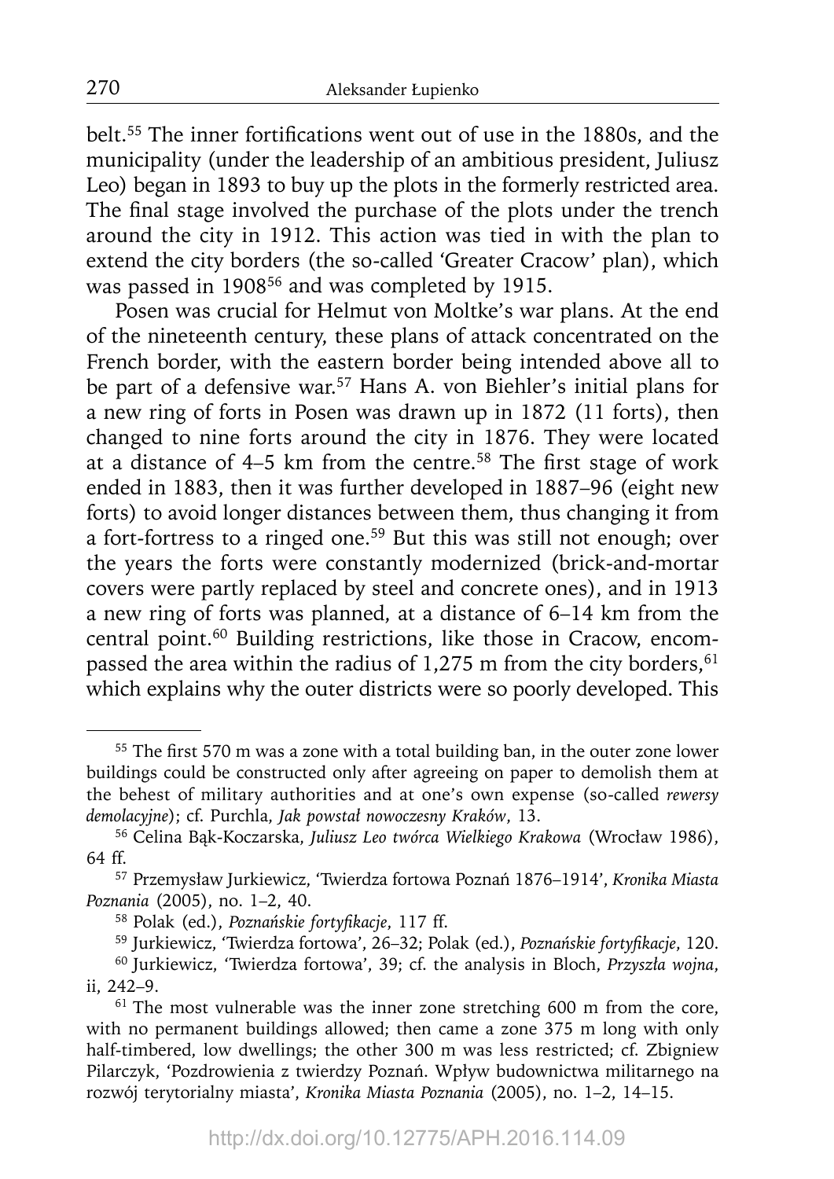belt.[55] The inner fortifications went out of use in the 1880s, and the municipality (under the leadership of an ambitious president, Juliusz Leo) began in 1893 to buy up the plots in the formerly restricted area. The final stage involved the purchase of the plots under the trench around the city in 1912. This action was tied in with the plan to extend the city borders (the so-called 'Greater Cracow' plan), which was passed in 1908[56] and was completed by 1915.

Posen was crucial for Helmut von Moltke's war plans. At the end of the nineteenth century, these plans of attack concentrated on the French border, with the eastern border being intended above all to be part of a defensive war.[57] Hans A. von Biehler's initial plans for a new ring of forts in Posen was drawn up in 1872 (11 forts), then changed to nine forts around the city in 1876. They were located at a distance of 4–5 km from the centre.[58] The first stage of work ended in 1883, then it was further developed in 1887–96 (eight new forts) to avoid longer distances between them, thus changing it from a fort-fortress to a ringed one.[59] But this was still not enough; over the years the forts were constantly modernized (brick-and-mortar covers were partly replaced by steel and concrete ones), and in 1913 a new ring of forts was planned, at a distance of 6–14 km from the central point.[60] Building restrictions, like those in Cracow, encompassed the area within the radius of 1,275 m from the city borders,[61] which explains why the outer districts were so poorly developed. This

---

[55] The first 570 m was a zone with a total building ban, in the outer zone lower buildings could be constructed only after agreeing on paper to demolish them at the behest of military authorities and at one's own expense (so-called *rewersy demolacyjne*); cf. Purchla, *Jak powstał nowoczesny Kraków*, 13.

[56] Celina Bąk-Koczarska, *Juliusz Leo twórca Wielkiego Krakowa* (Wrocław 1986), 64 ff.

[57] Przemysław Jurkiewicz, 'Twierdza fortowa Poznań 1876–1914', *Kronika Miasta Poznania* (2005), no. 1–2, 40.

[58] Polak (ed.), *Poznańskie fortyfikacje*, 117 ff.

[59] Jurkiewicz, 'Twierdza fortowa', 26–32; Polak (ed.), *Poznańskie fortyfikacje*, 120.

[60] Jurkiewicz, 'Twierdza fortowa', 39; cf. the analysis in Bloch, *Przyszła wojna*, ii, 242–9.

[61] The most vulnerable was the inner zone stretching 600 m from the core, with no permanent buildings allowed; then came a zone 375 m long with only half-timbered, low dwellings; the other 300 m was less restricted; cf. Zbigniew Pilarczyk, 'Pozdrowienia z twierdzy Poznań. Wpływ budownictwa militarnego na rozwój terytorialny miasta', *Kronika Miasta Poznania* (2005), no. 1–2, 14–15.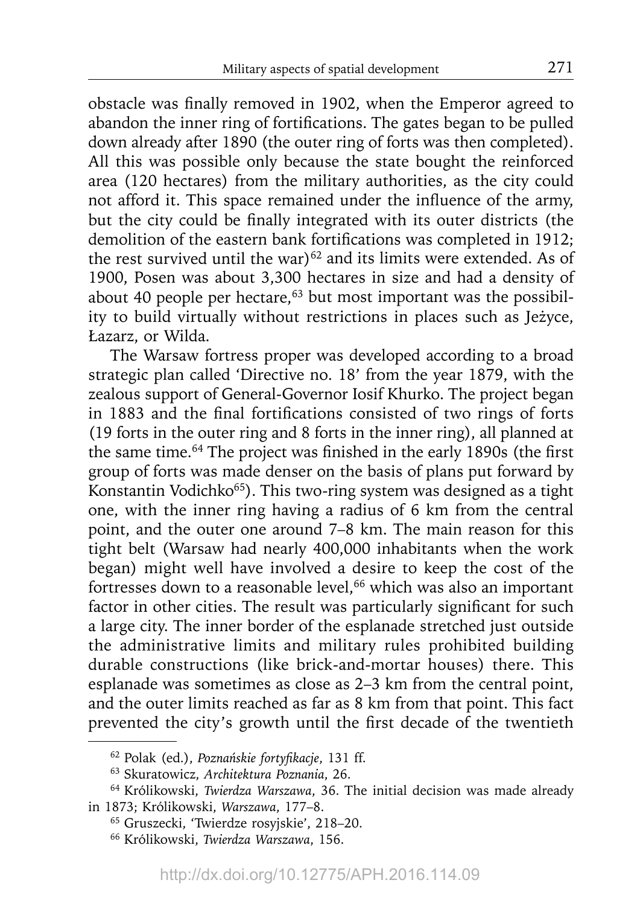obstacle was finally removed in 1902, when the Emperor agreed to abandon the inner ring of fortifications. The gates began to be pulled down already after 1890 (the outer ring of forts was then completed). All this was possible only because the state bought the reinforced area (120 hectares) from the military authorities, as the city could not afford it. This space remained under the influence of the army, but the city could be finally integrated with its outer districts (the demolition of the eastern bank fortifications was completed in 1912; the rest survived until the war)[62] and its limits were extended. As of 1900, Posen was about 3,300 hectares in size and had a density of about 40 people per hectare,[63] but most important was the possibility to build virtually without restrictions in places such as Jeżyce, Łazarz, or Wilda.

The Warsaw fortress proper was developed according to a broad strategic plan called 'Directive no. 18' from the year 1879, with the zealous support of General-Governor Iosif Khurko. The project began in 1883 and the final fortifications consisted of two rings of forts (19 forts in the outer ring and 8 forts in the inner ring), all planned at the same time.[64] The project was finished in the early 1890s (the first group of forts was made denser on the basis of plans put forward by Konstantin Vodichko[65]). This two-ring system was designed as a tight one, with the inner ring having a radius of 6 km from the central point, and the outer one around 7–8 km. The main reason for this tight belt (Warsaw had nearly 400,000 inhabitants when the work began) might well have involved a desire to keep the cost of the fortresses down to a reasonable level,[66] which was also an important factor in other cities. The result was particularly significant for such a large city. The inner border of the esplanade stretched just outside the administrative limits and military rules prohibited building durable constructions (like brick-and-mortar houses) there. This esplanade was sometimes as close as 2–3 km from the central point, and the outer limits reached as far as 8 km from that point. This fact prevented the city's growth until the first decade of the twentieth

---

[62] Polak (ed.), *Poznańskie fortyfikacje*, 131 ff.

[63] Skuratowicz, *Architektura Poznania*, 26.

[64] Królikowski, *Twierdza Warszawa*, 36. The initial decision was made already in 1873; Królikowski, *Warszawa*, 177–8.

[65] Gruszecki, 'Twierdze rosyjskie', 218–20.

[66] Królikowski, *Twierdza Warszawa*, 156.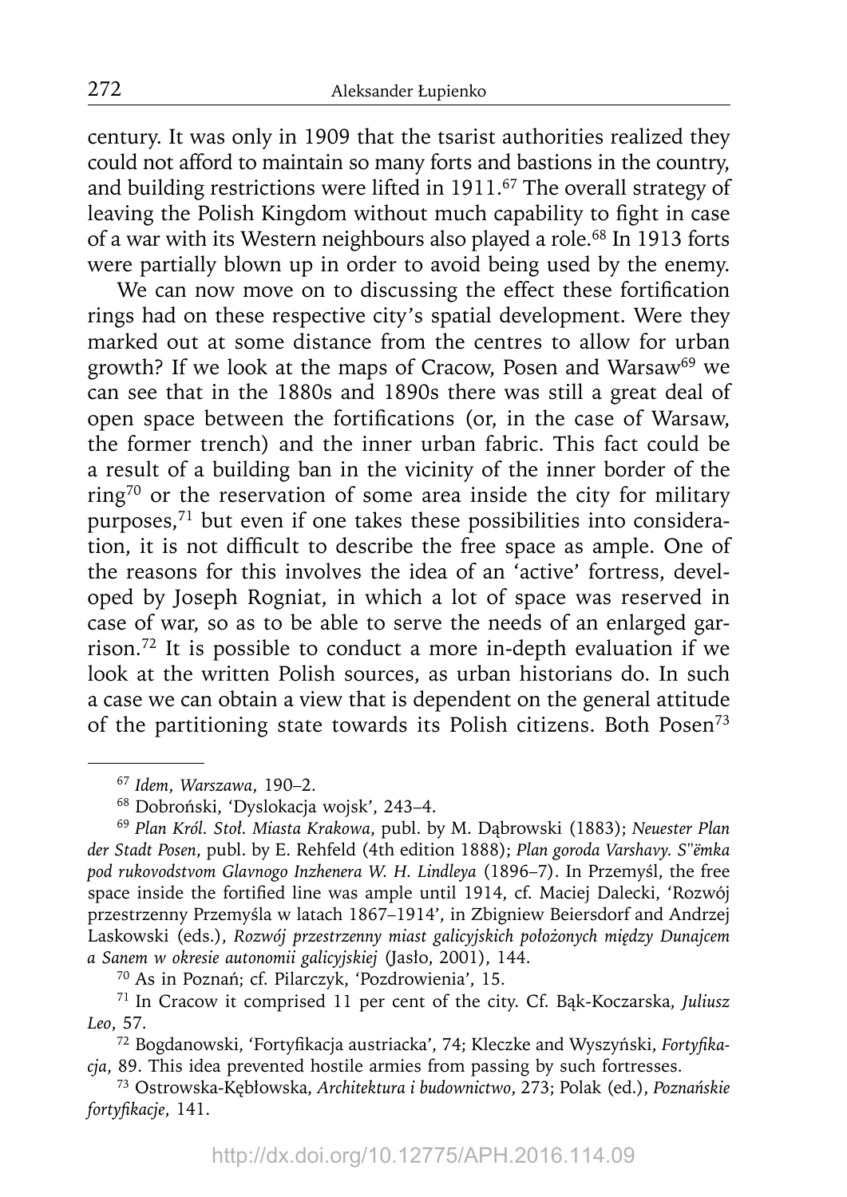century. It was only in 1909 that the tsarist authorities realized they could not afford to maintain so many forts and bastions in the country, and building restrictions were lifted in 1911.[67] The overall strategy of leaving the Polish Kingdom without much capability to fight in case of a war with its Western neighbours also played a role.[68] In 1913 forts were partially blown up in order to avoid being used by the enemy.

We can now move on to discussing the effect these fortification rings had on these respective city's spatial development. Were they marked out at some distance from the centres to allow for urban growth? If we look at the maps of Cracow, Posen and Warsaw[69] we can see that in the 1880s and 1890s there was still a great deal of open space between the fortifications (or, in the case of Warsaw, the former trench) and the inner urban fabric. This fact could be a result of a building ban in the vicinity of the inner border of the ring[70] or the reservation of some area inside the city for military purposes,[71] but even if one takes these possibilities into consideration, it is not difficult to describe the free space as ample. One of the reasons for this involves the idea of an 'active' fortress, developed by Joseph Rogniat, in which a lot of space was reserved in case of war, so as to be able to serve the needs of an enlarged garrison.[72] It is possible to conduct a more in-depth evaluation if we look at the written Polish sources, as urban historians do. In such a case we can obtain a view that is dependent on the general attitude of the partitioning state towards its Polish citizens. Both Posen[73]

---

[67] *Idem*, *Warszawa*, 190–2.

[68] Dobroński, 'Dyslokacja wojsk', 243–4.

[69] *Plan Król. Stoł. Miasta Krakowa*, publ. by M. Dąbrowski (1883); *Neuester Plan der Stadt Posen*, publ. by E. Rehfeld (4th edition 1888); *Plan goroda Varshavy. S"ëmka pod rukovodstvom Glavnogo Inzhenera W. H. Lindleya* (1896–7). In Przemyśl, the free space inside the fortified line was ample until 1914, cf. Maciej Dalecki, 'Rozwój przestrzenny Przemyśla w latach 1867–1914', in Zbigniew Beiersdorf and Andrzej Laskowski (eds.), *Rozwój przestrzenny miast galicyjskich położonych między Dunajcem a Sanem w okresie autonomii galicyjskiej* (Jasło, 2001), 144.

[70] As in Poznań; cf. Pilarczyk, 'Pozdrowienia', 15.

[71] In Cracow it comprised 11 per cent of the city. Cf. Bąk-Koczarska, *Juliusz Leo*, 57.

[72] Bogdanowski, 'Fortyfikacja austriacka', 74; Kleczke and Wyszyński, *Fortyfikacja*, 89. This idea prevented hostile armies from passing by such fortresses.

[73] Ostrowska-Kębłowska, *Architektura i budownictwo*, 273; Polak (ed.), *Poznańskie fortyfikacje*, 141.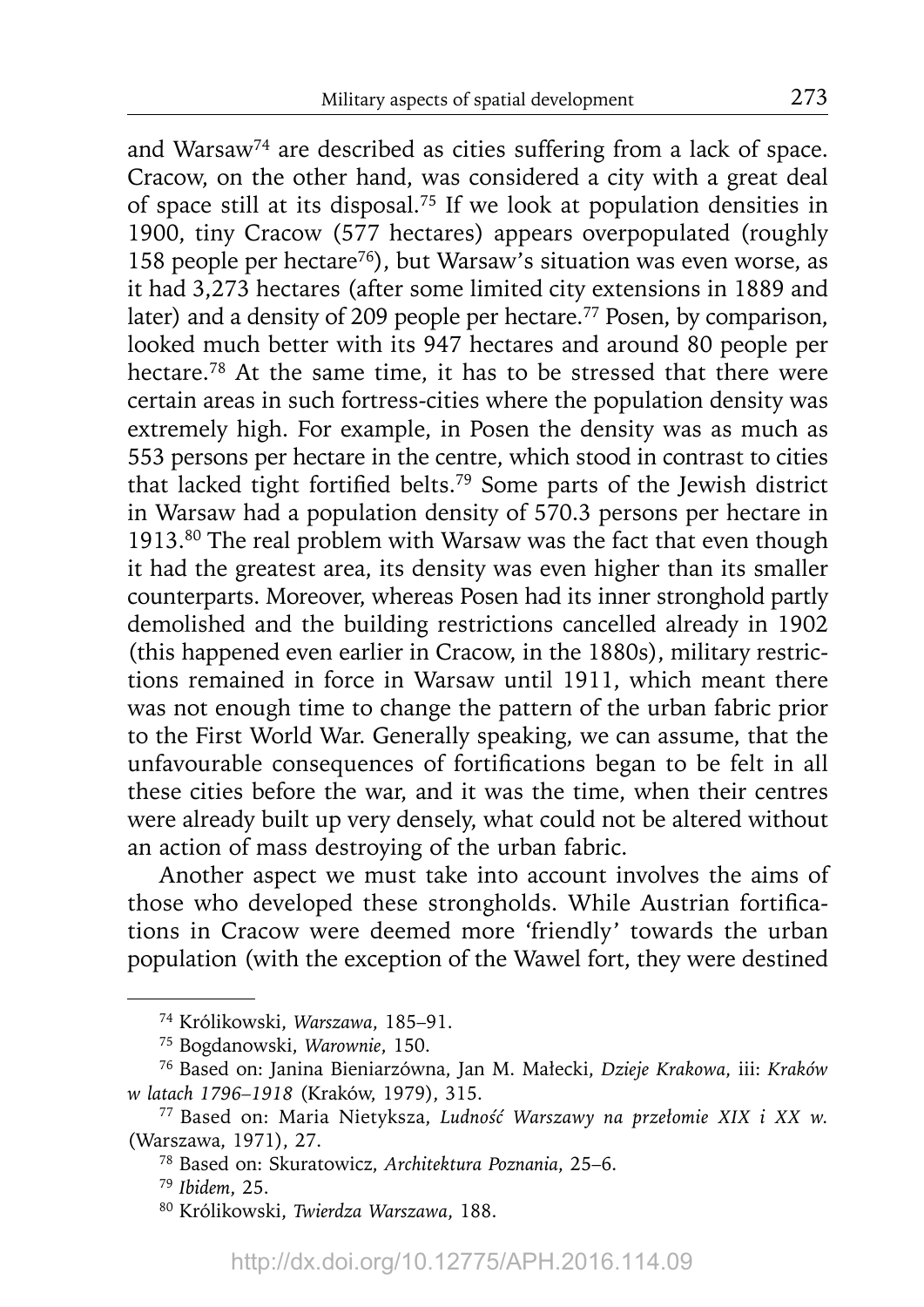and Warsaw[74] are described as cities suffering from a lack of space. Cracow, on the other hand, was considered a city with a great deal of space still at its disposal.[75] If we look at population densities in 1900, tiny Cracow (577 hectares) appears overpopulated (roughly 158 people per hectare[76]), but Warsaw's situation was even worse, as it had 3,273 hectares (after some limited city extensions in 1889 and later) and a density of 209 people per hectare.[77] Posen, by comparison, looked much better with its 947 hectares and around 80 people per hectare.[78] At the same time, it has to be stressed that there were certain areas in such fortress-cities where the population density was extremely high. For example, in Posen the density was as much as 553 persons per hectare in the centre, which stood in contrast to cities that lacked tight fortified belts.[79] Some parts of the Jewish district in Warsaw had a population density of 570.3 persons per hectare in 1913.[80] The real problem with Warsaw was the fact that even though it had the greatest area, its density was even higher than its smaller counterparts. Moreover, whereas Posen had its inner stronghold partly demolished and the building restrictions cancelled already in 1902 (this happened even earlier in Cracow, in the 1880s), military restrictions remained in force in Warsaw until 1911, which meant there was not enough time to change the pattern of the urban fabric prior to the First World War. Generally speaking, we can assume, that the unfavourable consequences of fortifications began to be felt in all these cities before the war, and it was the time, when their centres were already built up very densely, what could not be altered without an action of mass destroying of the urban fabric.

Another aspect we must take into account involves the aims of those who developed these strongholds. While Austrian fortifications in Cracow were deemed more 'friendly' towards the urban population (with the exception of the Wawel fort, they were destined

---

[74] Królikowski, *Warszawa*, 185–91.

[75] Bogdanowski, *Warownie*, 150.

[76] Based on: Janina Bieniarzówna, Jan M. Małecki, *Dzieje Krakowa*, iii: *Kraków w latach 1796–1918* (Kraków, 1979), 315.

[77] Based on: Maria Nietyksza, *Ludność Warszawy na przełomie XIX i XX w.* (Warszawa, 1971), 27.

[78] Based on: Skuratowicz, *Architektura Poznania*, 25–6.

[79] *Ibidem*, 25.

[80] Królikowski, *Twierdza Warszawa*, 188.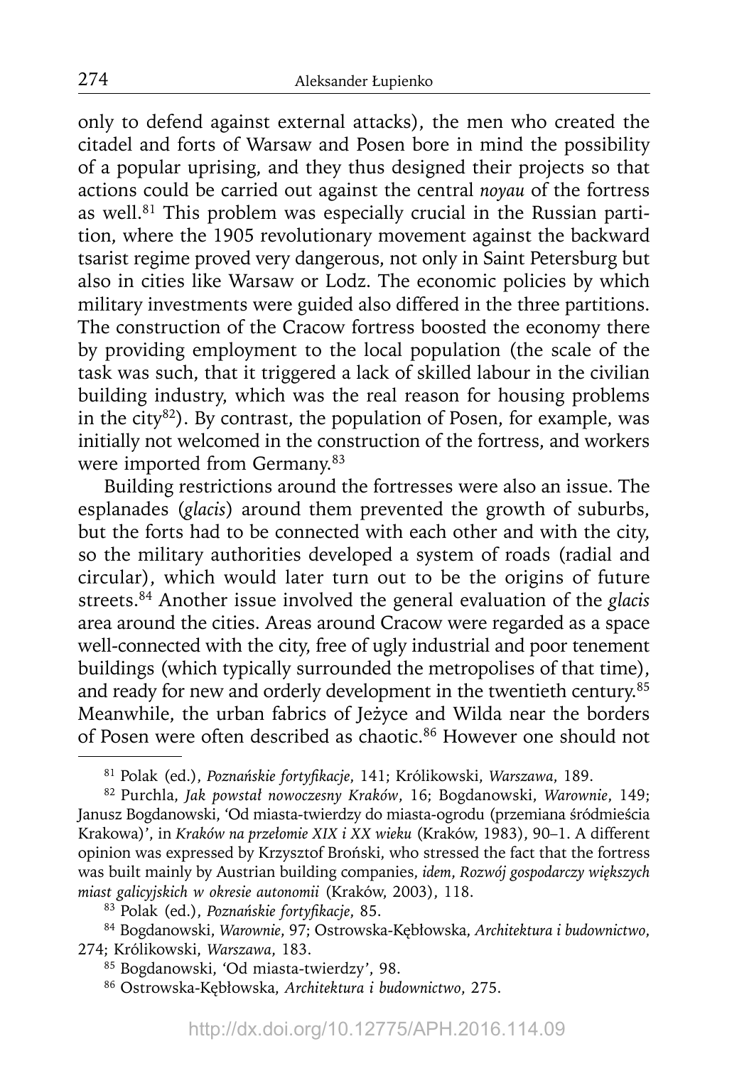only to defend against external attacks), the men who created the citadel and forts of Warsaw and Posen bore in mind the possibility of a popular uprising, and they thus designed their projects so that actions could be carried out against the central *noyau* of the fortress as well.[81] This problem was especially crucial in the Russian partition, where the 1905 revolutionary movement against the backward tsarist regime proved very dangerous, not only in Saint Petersburg but also in cities like Warsaw or Lodz. The economic policies by which military investments were guided also differed in the three partitions. The construction of the Cracow fortress boosted the economy there by providing employment to the local population (the scale of the task was such, that it triggered a lack of skilled labour in the civilian building industry, which was the real reason for housing problems in the city[82]). By contrast, the population of Posen, for example, was initially not welcomed in the construction of the fortress, and workers were imported from Germany.[83]

Building restrictions around the fortresses were also an issue. The esplanades (*glacis*) around them prevented the growth of suburbs, but the forts had to be connected with each other and with the city, so the military authorities developed a system of roads (radial and circular), which would later turn out to be the origins of future streets.[84] Another issue involved the general evaluation of the *glacis* area around the cities. Areas around Cracow were regarded as a space well-connected with the city, free of ugly industrial and poor tenement buildings (which typically surrounded the metropolises of that time), and ready for new and orderly development in the twentieth century.[85] Meanwhile, the urban fabrics of Jeżyce and Wilda near the borders of Posen were often described as chaotic.[86] However one should not

---

[81] Polak (ed.), *Poznańskie fortyfikacje*, 141; Królikowski, *Warszawa*, 189.

[82] Purchla, *Jak powstał nowoczesny Kraków*, 16; Bogdanowski, *Warownie*, 149; Janusz Bogdanowski, 'Od miasta-twierdzy do miasta-ogrodu (przemiana śródmieścia Krakowa)', in *Kraków na przełomie XIX i XX wieku* (Kraków, 1983), 90–1. A different opinion was expressed by Krzysztof Broński, who stressed the fact that the fortress was built mainly by Austrian building companies, *idem*, *Rozwój gospodarczy większych miast galicyjskich w okresie autonomii* (Kraków, 2003), 118.

[83] Polak (ed.), *Poznańskie fortyfikacje*, 85.

[84] Bogdanowski, *Warownie*, 97; Ostrowska-Kębłowska, *Architektura i budownictwo*, 274; Królikowski, *Warszawa*, 183.

[85] Bogdanowski, 'Od miasta-twierdzy', 98.

[86] Ostrowska-Kębłowska, *Architektura i budownictwo*, 275.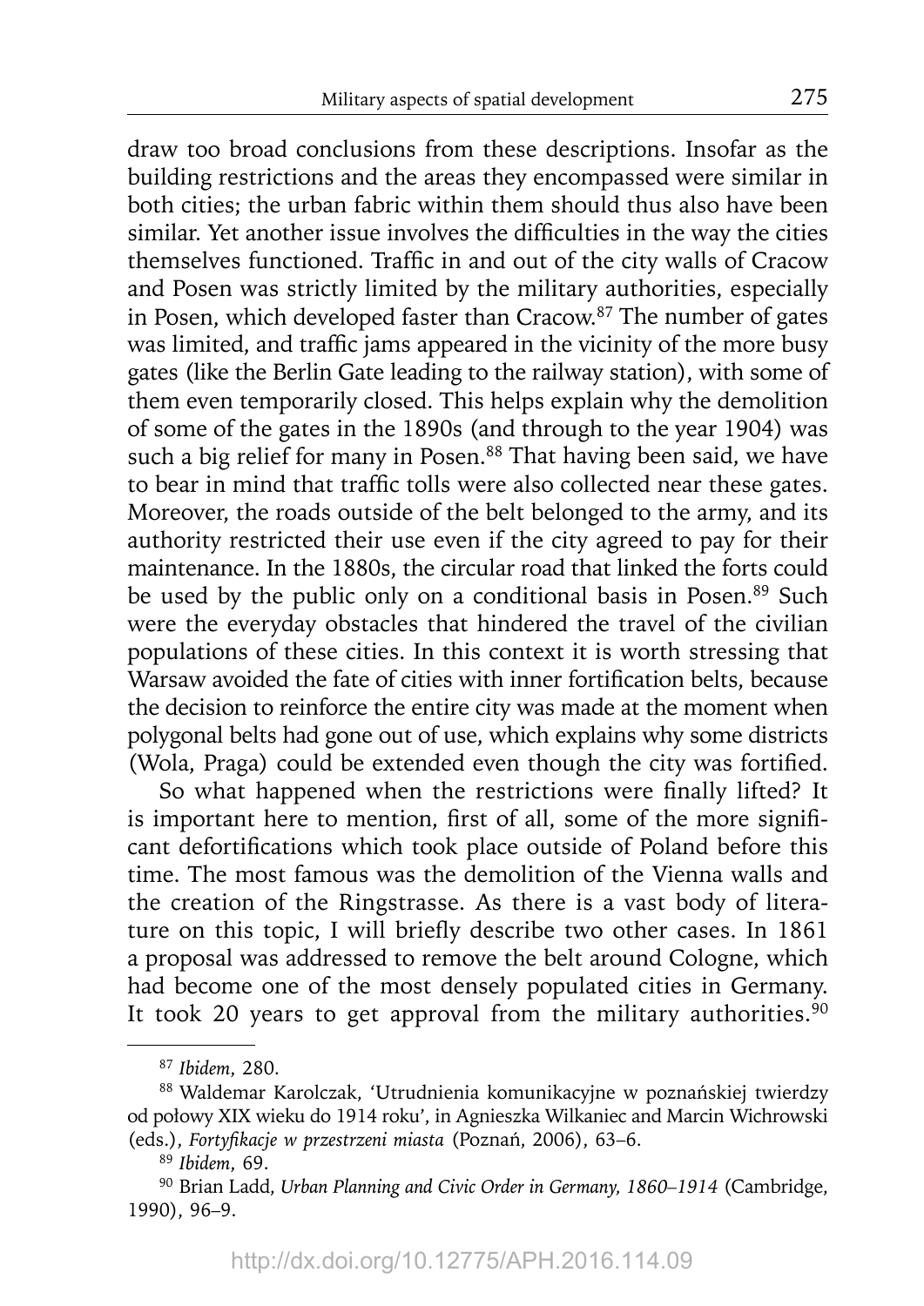draw too broad conclusions from these descriptions. Insofar as the building restrictions and the areas they encompassed were similar in both cities; the urban fabric within them should thus also have been similar. Yet another issue involves the difficulties in the way the cities themselves functioned. Traffic in and out of the city walls of Cracow and Posen was strictly limited by the military authorities, especially in Posen, which developed faster than Cracow.[87] The number of gates was limited, and traffic jams appeared in the vicinity of the more busy gates (like the Berlin Gate leading to the railway station), with some of them even temporarily closed. This helps explain why the demolition of some of the gates in the 1890s (and through to the year 1904) was such a big relief for many in Posen.[88] That having been said, we have to bear in mind that traffic tolls were also collected near these gates. Moreover, the roads outside of the belt belonged to the army, and its authority restricted their use even if the city agreed to pay for their maintenance. In the 1880s, the circular road that linked the forts could be used by the public only on a conditional basis in Posen.[89] Such were the everyday obstacles that hindered the travel of the civilian populations of these cities. In this context it is worth stressing that Warsaw avoided the fate of cities with inner fortification belts, because the decision to reinforce the entire city was made at the moment when polygonal belts had gone out of use, which explains why some districts (Wola, Praga) could be extended even though the city was fortified.

So what happened when the restrictions were finally lifted? It is important here to mention, first of all, some of the more significant defortifications which took place outside of Poland before this time. The most famous was the demolition of the Vienna walls and the creation of the Ringstrasse. As there is a vast body of literature on this topic, I will briefly describe two other cases. In 1861 a proposal was addressed to remove the belt around Cologne, which had become one of the most densely populated cities in Germany. It took 20 years to get approval from the military authorities.[90]

---

[87] *Ibidem*, 280.

[88] Waldemar Karolczak, 'Utrudnienia komunikacyjne w poznańskiej twierdzy od połowy XIX wieku do 1914 roku', in Agnieszka Wilkaniec and Marcin Wichrowski (eds.), *Fortyfikacje w przestrzeni miasta* (Poznań, 2006), 63–6.

[89] *Ibidem*, 69.

[90] Brian Ladd, *Urban Planning and Civic Order in Germany, 1860–1914* (Cambridge, 1990), 96–9.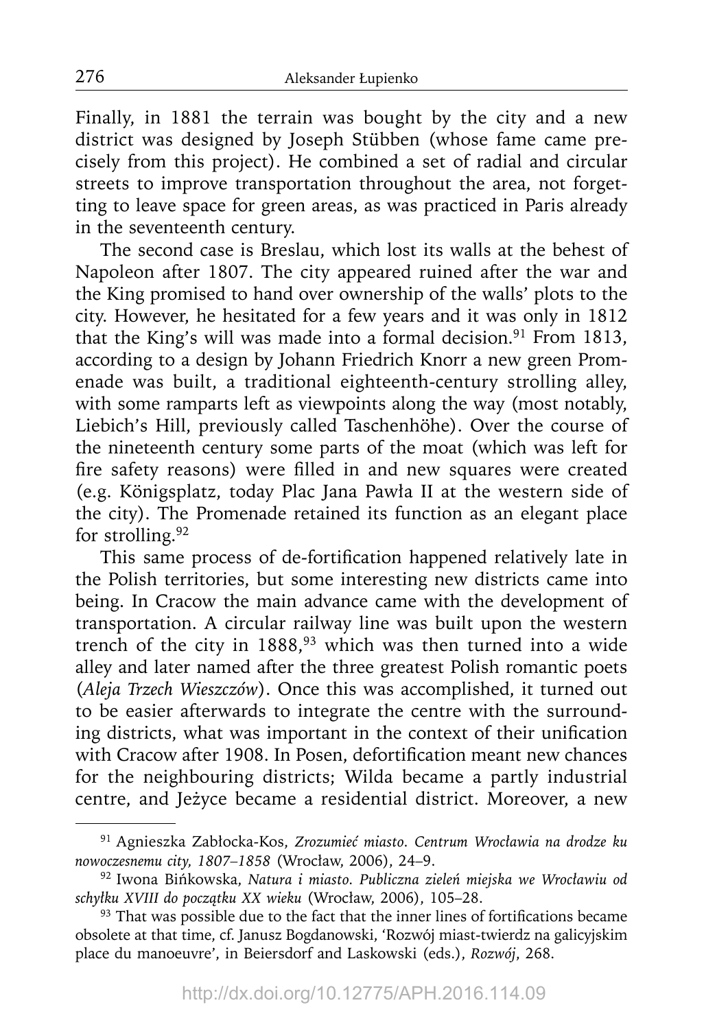Finally, in 1881 the terrain was bought by the city and a new district was designed by Joseph Stübben (whose fame came precisely from this project). He combined a set of radial and circular streets to improve transportation throughout the area, not forgetting to leave space for green areas, as was practiced in Paris already in the seventeenth century.

The second case is Breslau, which lost its walls at the behest of Napoleon after 1807. The city appeared ruined after the war and the King promised to hand over ownership of the walls' plots to the city. However, he hesitated for a few years and it was only in 1812 that the King's will was made into a formal decision.[91] From 1813, according to a design by Johann Friedrich Knorr a new green Promenade was built, a traditional eighteenth-century strolling alley, with some ramparts left as viewpoints along the way (most notably, Liebich's Hill, previously called Taschenhöhe). Over the course of the nineteenth century some parts of the moat (which was left for fire safety reasons) were filled in and new squares were created (e.g. Königsplatz, today Plac Jana Pawła II at the western side of the city). The Promenade retained its function as an elegant place for strolling.[92]

This same process of de-fortification happened relatively late in the Polish territories, but some interesting new districts came into being. In Cracow the main advance came with the development of transportation. A circular railway line was built upon the western trench of the city in 1888,[93] which was then turned into a wide alley and later named after the three greatest Polish romantic poets (*Aleja Trzech Wieszczów*). Once this was accomplished, it turned out to be easier afterwards to integrate the centre with the surrounding districts, what was important in the context of their unification with Cracow after 1908. In Posen, defortification meant new chances for the neighbouring districts; Wilda became a partly industrial centre, and Jeżyce became a residential district. Moreover, a new

---

[91] Agnieszka Zabłocka-Kos, *Zrozumieć miasto. Centrum Wrocławia na drodze ku nowoczesnemu city, 1807–1858* (Wrocław, 2006), 24–9.

[92] Iwona Bińkowska, *Natura i miasto. Publiczna zieleń miejska we Wrocławiu od schyłku XVIII do początku XX wieku* (Wrocław, 2006), 105–28.

[93] That was possible due to the fact that the inner lines of fortifications became obsolete at that time, cf. Janusz Bogdanowski, 'Rozwój miast-twierdz na galicyjskim place du manoeuvre', in Beiersdorf and Laskowski (eds.), *Rozwój*, 268.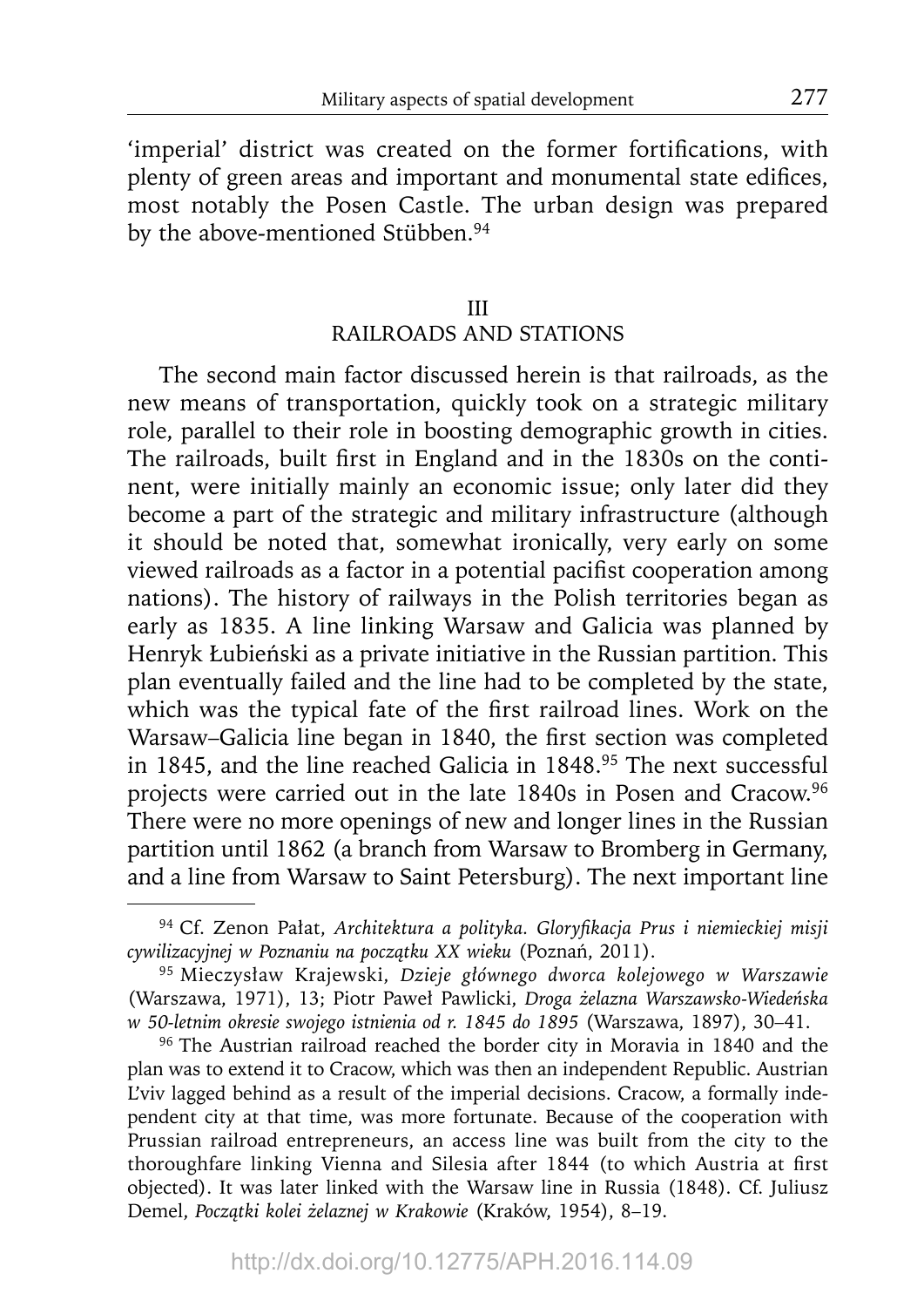'imperial' district was created on the former fortifications, with plenty of green areas and important and monumental state edifices, most notably the Posen Castle. The urban design was prepared by the above-mentioned Stübben.[94]

## III
## RAILROADS AND STATIONS

The second main factor discussed herein is that railroads, as the new means of transportation, quickly took on a strategic military role, parallel to their role in boosting demographic growth in cities. The railroads, built first in England and in the 1830s on the continent, were initially mainly an economic issue; only later did they become a part of the strategic and military infrastructure (although it should be noted that, somewhat ironically, very early on some viewed railroads as a factor in a potential pacifist cooperation among nations). The history of railways in the Polish territories began as early as 1835. A line linking Warsaw and Galicia was planned by Henryk Łubieński as a private initiative in the Russian partition. This plan eventually failed and the line had to be completed by the state, which was the typical fate of the first railroad lines. Work on the Warsaw–Galicia line began in 1840, the first section was completed in 1845, and the line reached Galicia in 1848.[95] The next successful projects were carried out in the late 1840s in Posen and Cracow.[96] There were no more openings of new and longer lines in the Russian partition until 1862 (a branch from Warsaw to Bromberg in Germany, and a line from Warsaw to Saint Petersburg). The next important line

---

[94] Cf. Zenon Pałat, *Architektura a polityka. Gloryfikacja Prus i niemieckiej misji cywilizacyjnej w Poznaniu na początku XX wieku* (Poznań, 2011).

[95] Mieczysław Krajewski, *Dzieje głównego dworca kolejowego w Warszawie* (Warszawa, 1971), 13; Piotr Paweł Pawlicki, *Droga żelazna Warszawsko-Wiedeńska w 50-letnim okresie swojego istnienia od r. 1845 do 1895* (Warszawa, 1897), 30–41.

[96] The Austrian railroad reached the border city in Moravia in 1840 and the plan was to extend it to Cracow, which was then an independent Republic. Austrian L'viv lagged behind as a result of the imperial decisions. Cracow, a formally independent city at that time, was more fortunate. Because of the cooperation with Prussian railroad entrepreneurs, an access line was built from the city to the thoroughfare linking Vienna and Silesia after 1844 (to which Austria at first objected). It was later linked with the Warsaw line in Russia (1848). Cf. Juliusz Demel, *Początki kolei żelaznej w Krakowie* (Kraków, 1954), 8–19.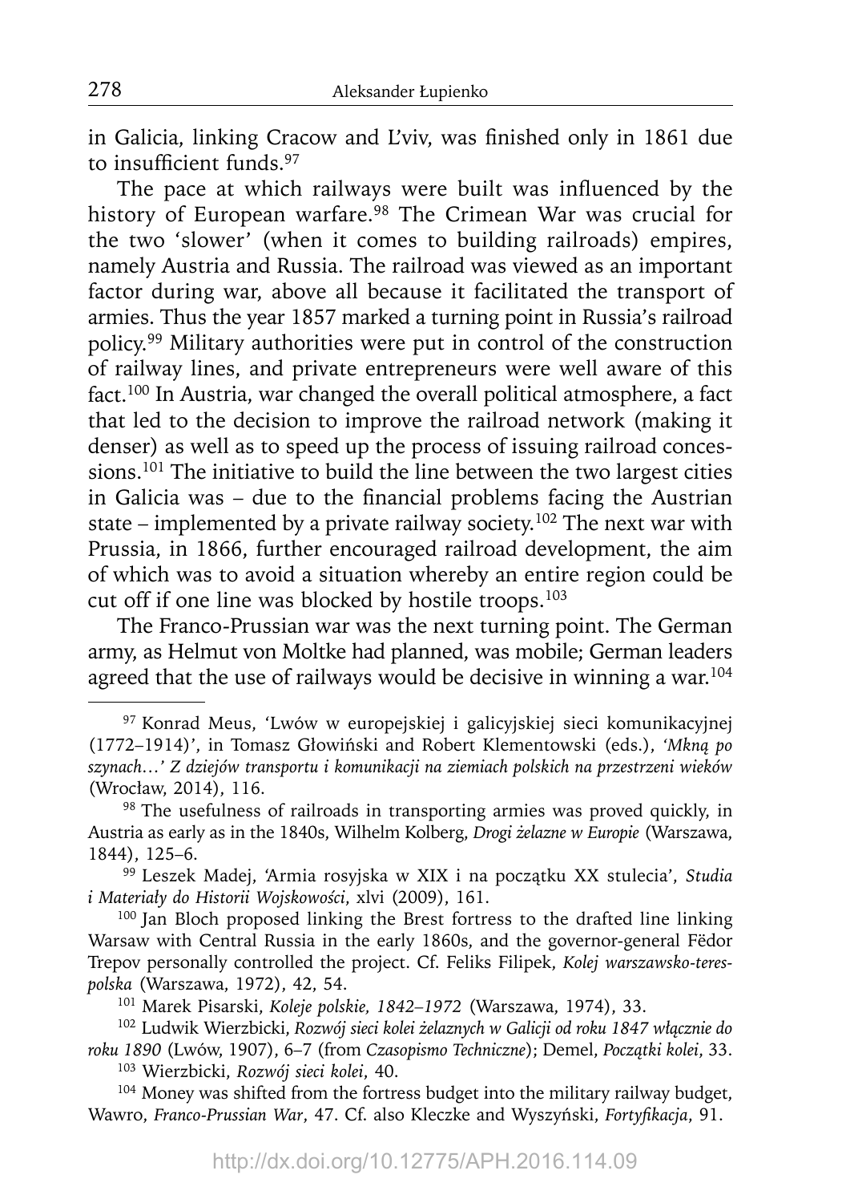in Galicia, linking Cracow and L'viv, was finished only in 1861 due to insufficient funds.[97]

The pace at which railways were built was influenced by the history of European warfare.[98] The Crimean War was crucial for the two 'slower' (when it comes to building railroads) empires, namely Austria and Russia. The railroad was viewed as an important factor during war, above all because it facilitated the transport of armies. Thus the year 1857 marked a turning point in Russia's railroad policy.[99] Military authorities were put in control of the construction of railway lines, and private entrepreneurs were well aware of this fact.[100] In Austria, war changed the overall political atmosphere, a fact that led to the decision to improve the railroad network (making it denser) as well as to speed up the process of issuing railroad concessions.[101] The initiative to build the line between the two largest cities in Galicia was – due to the financial problems facing the Austrian state – implemented by a private railway society.[102] The next war with Prussia, in 1866, further encouraged railroad development, the aim of which was to avoid a situation whereby an entire region could be cut off if one line was blocked by hostile troops.[103]

The Franco-Prussian war was the next turning point. The German army, as Helmut von Moltke had planned, was mobile; German leaders agreed that the use of railways would be decisive in winning a war.[104]

---

[97] Konrad Meus, 'Lwów w europejskiej i galicyjskiej sieci komunikacyjnej (1772–1914)', in Tomasz Głowiński and Robert Klementowski (eds.), *'Mkną po szynach…' Z dziejów transportu i komunikacji na ziemiach polskich na przestrzeni wieków* (Wrocław, 2014), 116.

[98] The usefulness of railroads in transporting armies was proved quickly, in Austria as early as in the 1840s, Wilhelm Kolberg, *Drogi żelazne w Europie* (Warszawa, 1844), 125–6.

[99] Leszek Madej, 'Armia rosyjska w XIX i na początku XX stulecia', *Studia i Materiały do Historii Wojskowości*, xlvi (2009), 161.

[100] Jan Bloch proposed linking the Brest fortress to the drafted line linking Warsaw with Central Russia in the early 1860s, and the governor-general Fëdor Trepov personally controlled the project. Cf. Feliks Filipek, *Kolej warszawsko-terespolska* (Warszawa, 1972), 42, 54.

[101] Marek Pisarski, *Koleje polskie, 1842–1972* (Warszawa, 1974), 33.

[102] Ludwik Wierzbicki, *Rozwój sieci kolei żelaznych w Galicji od roku 1847 włącznie do roku 1890* (Lwów, 1907), 6–7 (from *Czasopismo Techniczne*); Demel, *Początki kolei*, 33.

[103] Wierzbicki, *Rozwój sieci kolei*, 40.

[104] Money was shifted from the fortress budget into the military railway budget, Wawro, *Franco-Prussian War*, 47. Cf. also Kleczke and Wyszyński, *Fortyfikacja*, 91.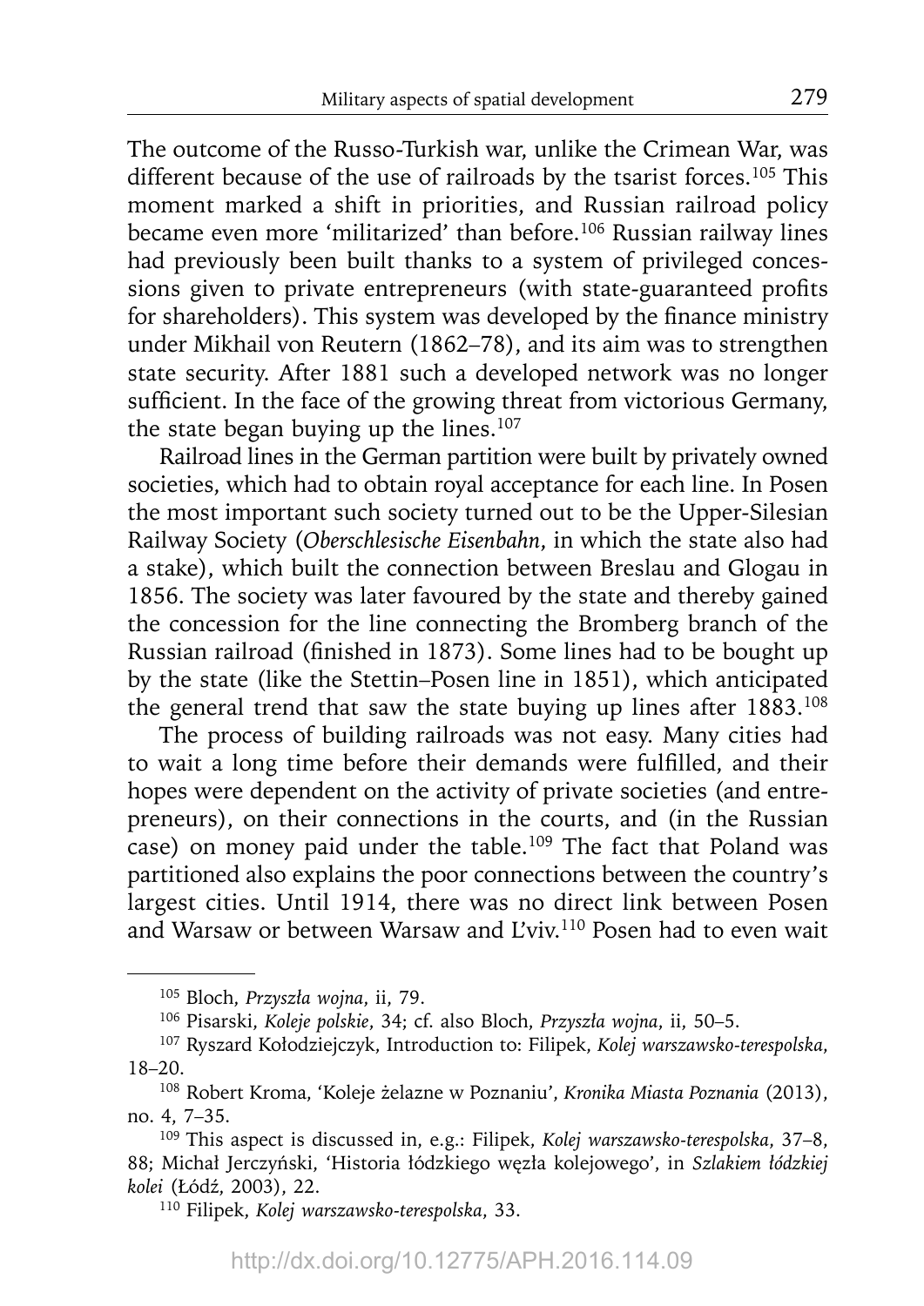The outcome of the Russo-Turkish war, unlike the Crimean War, was different because of the use of railroads by the tsarist forces.[105] This moment marked a shift in priorities, and Russian railroad policy became even more 'militarized' than before.[106] Russian railway lines had previously been built thanks to a system of privileged concessions given to private entrepreneurs (with state-guaranteed profits for shareholders). This system was developed by the finance ministry under Mikhail von Reutern (1862–78), and its aim was to strengthen state security. After 1881 such a developed network was no longer sufficient. In the face of the growing threat from victorious Germany, the state began buying up the lines.[107]

Railroad lines in the German partition were built by privately owned societies, which had to obtain royal acceptance for each line. In Posen the most important such society turned out to be the Upper-Silesian Railway Society (*Oberschlesische Eisenbahn*, in which the state also had a stake), which built the connection between Breslau and Glogau in 1856. The society was later favoured by the state and thereby gained the concession for the line connecting the Bromberg branch of the Russian railroad (finished in 1873). Some lines had to be bought up by the state (like the Stettin–Posen line in 1851), which anticipated the general trend that saw the state buying up lines after 1883.[108]

The process of building railroads was not easy. Many cities had to wait a long time before their demands were fulfilled, and their hopes were dependent on the activity of private societies (and entrepreneurs), on their connections in the courts, and (in the Russian case) on money paid under the table.[109] The fact that Poland was partitioned also explains the poor connections between the country's largest cities. Until 1914, there was no direct link between Posen and Warsaw or between Warsaw and L'viv.[110] Posen had to even wait

---

[105] Bloch, *Przyszła wojna*, ii, 79.

[106] Pisarski, *Koleje polskie*, 34; cf. also Bloch, *Przyszła wojna*, ii, 50–5.

[107] Ryszard Kołodziejczyk, Introduction to: Filipek, *Kolej warszawsko-terespolska*, 18–20.

[108] Robert Kroma, 'Koleje żelazne w Poznaniu', *Kronika Miasta Poznania* (2013), no. 4, 7–35.

[109] This aspect is discussed in, e.g.: Filipek, *Kolej warszawsko-terespolska*, 37–8, 88; Michał Jerczyński, 'Historia łódzkiego węzła kolejowego', in *Szlakiem łódzkiej kolei* (Łódź, 2003), 22.

[110] Filipek, *Kolej warszawsko-terespolska*, 33.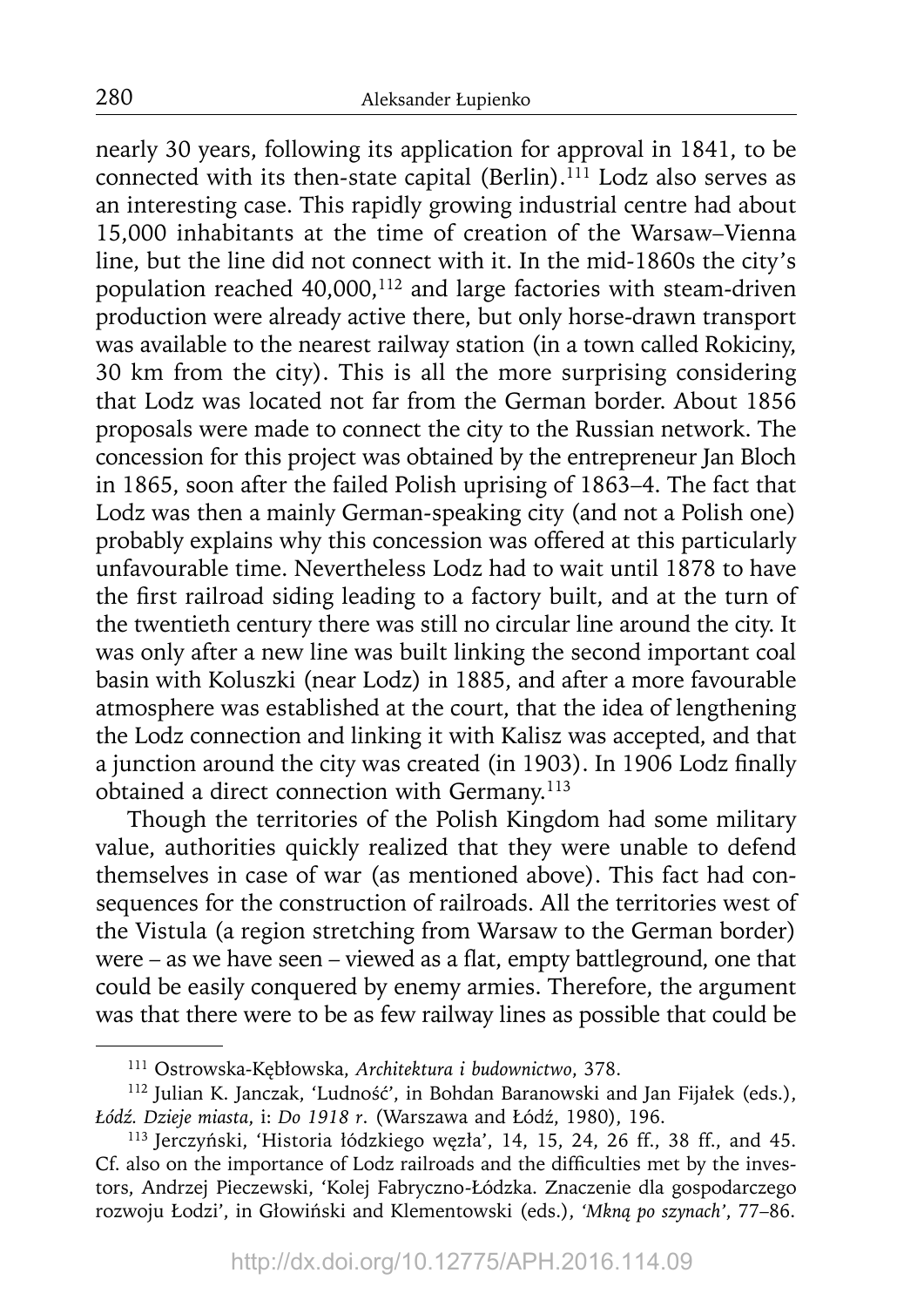nearly 30 years, following its application for approval in 1841, to be connected with its then-state capital (Berlin).[111] Lodz also serves as an interesting case. This rapidly growing industrial centre had about 15,000 inhabitants at the time of creation of the Warsaw–Vienna line, but the line did not connect with it. In the mid-1860s the city's population reached 40,000,[112] and large factories with steam-driven production were already active there, but only horse-drawn transport was available to the nearest railway station (in a town called Rokiciny, 30 km from the city). This is all the more surprising considering that Lodz was located not far from the German border. About 1856 proposals were made to connect the city to the Russian network. The concession for this project was obtained by the entrepreneur Jan Bloch in 1865, soon after the failed Polish uprising of 1863–4. The fact that Lodz was then a mainly German-speaking city (and not a Polish one) probably explains why this concession was offered at this particularly unfavourable time. Nevertheless Lodz had to wait until 1878 to have the first railroad siding leading to a factory built, and at the turn of the twentieth century there was still no circular line around the city. It was only after a new line was built linking the second important coal basin with Koluszki (near Lodz) in 1885, and after a more favourable atmosphere was established at the court, that the idea of lengthening the Lodz connection and linking it with Kalisz was accepted, and that a junction around the city was created (in 1903). In 1906 Lodz finally obtained a direct connection with Germany.[113]

Though the territories of the Polish Kingdom had some military value, authorities quickly realized that they were unable to defend themselves in case of war (as mentioned above). This fact had consequences for the construction of railroads. All the territories west of the Vistula (a region stretching from Warsaw to the German border) were – as we have seen – viewed as a flat, empty battleground, one that could be easily conquered by enemy armies. Therefore, the argument was that there were to be as few railway lines as possible that could be

---

[111] Ostrowska-Kębłowska, *Architektura i budownictwo*, 378.

[112] Julian K. Janczak, 'Ludność', in Bohdan Baranowski and Jan Fijałek (eds.), *Łódź. Dzieje miasta*, i: *Do 1918 r.* (Warszawa and Łódź, 1980), 196.

[113] Jerczyński, 'Historia łódzkiego węzła', 14, 15, 24, 26 ff., 38 ff., and 45. Cf. also on the importance of Lodz railroads and the difficulties met by the investors, Andrzej Pieczewski, 'Kolej Fabryczno-Łódzka. Znaczenie dla gospodarczego rozwoju Łodzi', in Głowiński and Klementowski (eds.), *'Mkną po szynach'*, 77–86.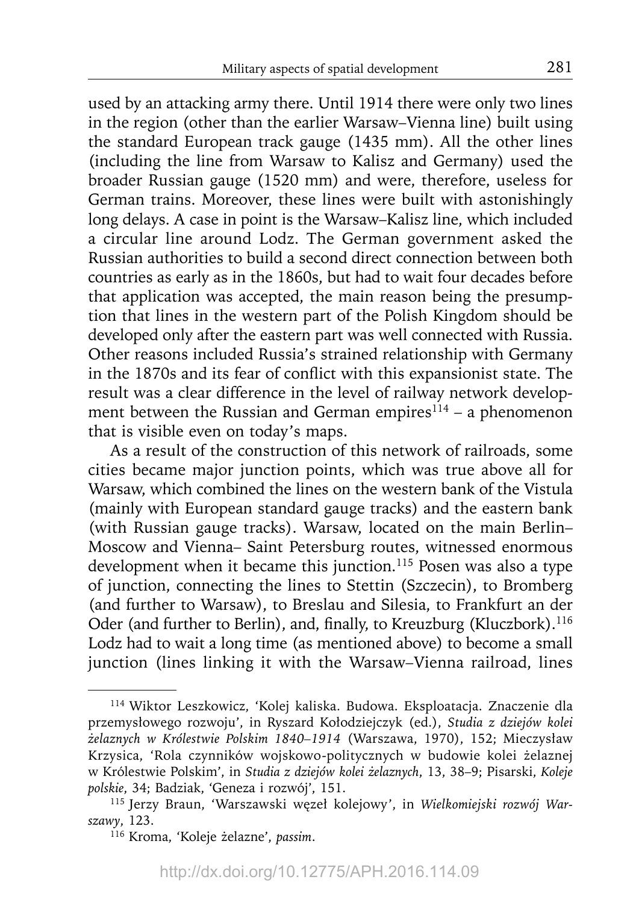used by an attacking army there. Until 1914 there were only two lines in the region (other than the earlier Warsaw–Vienna line) built using the standard European track gauge (1435 mm). All the other lines (including the line from Warsaw to Kalisz and Germany) used the broader Russian gauge (1520 mm) and were, therefore, useless for German trains. Moreover, these lines were built with astonishingly long delays. A case in point is the Warsaw–Kalisz line, which included a circular line around Lodz. The German government asked the Russian authorities to build a second direct connection between both countries as early as in the 1860s, but had to wait four decades before that application was accepted, the main reason being the presumption that lines in the western part of the Polish Kingdom should be developed only after the eastern part was well connected with Russia. Other reasons included Russia's strained relationship with Germany in the 1870s and its fear of conflict with this expansionist state. The result was a clear difference in the level of railway network development between the Russian and German empires[114] – a phenomenon that is visible even on today's maps.

As a result of the construction of this network of railroads, some cities became major junction points, which was true above all for Warsaw, which combined the lines on the western bank of the Vistula (mainly with European standard gauge tracks) and the eastern bank (with Russian gauge tracks). Warsaw, located on the main Berlin–Moscow and Vienna– Saint Petersburg routes, witnessed enormous development when it became this junction.[115] Posen was also a type of junction, connecting the lines to Stettin (Szczecin), to Bromberg (and further to Warsaw), to Breslau and Silesia, to Frankfurt an der Oder (and further to Berlin), and, finally, to Kreuzburg (Kluczbork).[116] Lodz had to wait a long time (as mentioned above) to become a small junction (lines linking it with the Warsaw–Vienna railroad, lines

[114] Wiktor Leszkowicz, 'Kolej kaliska. Budowa. Eksploatacja. Znaczenie dla przemysłowego rozwoju', in Ryszard Kołodziejczyk (ed.), *Studia z dziejów kolei żelaznych w Królestwie Polskim 1840–1914* (Warszawa, 1970), 152; Mieczysław Krzysica, 'Rola czynników wojskowo-politycznych w budowie kolei żelaznej w Królestwie Polskim', in *Studia z dziejów kolei żelaznych*, 13, 38–9; Pisarski, *Koleje polskie*, 34; Badziak, 'Geneza i rozwój', 151.

[115] Jerzy Braun, 'Warszawski węzeł kolejowy', in *Wielkomiejski rozwój Warszawy*, 123.

[116] Kroma, 'Koleje żelazne', *passim*.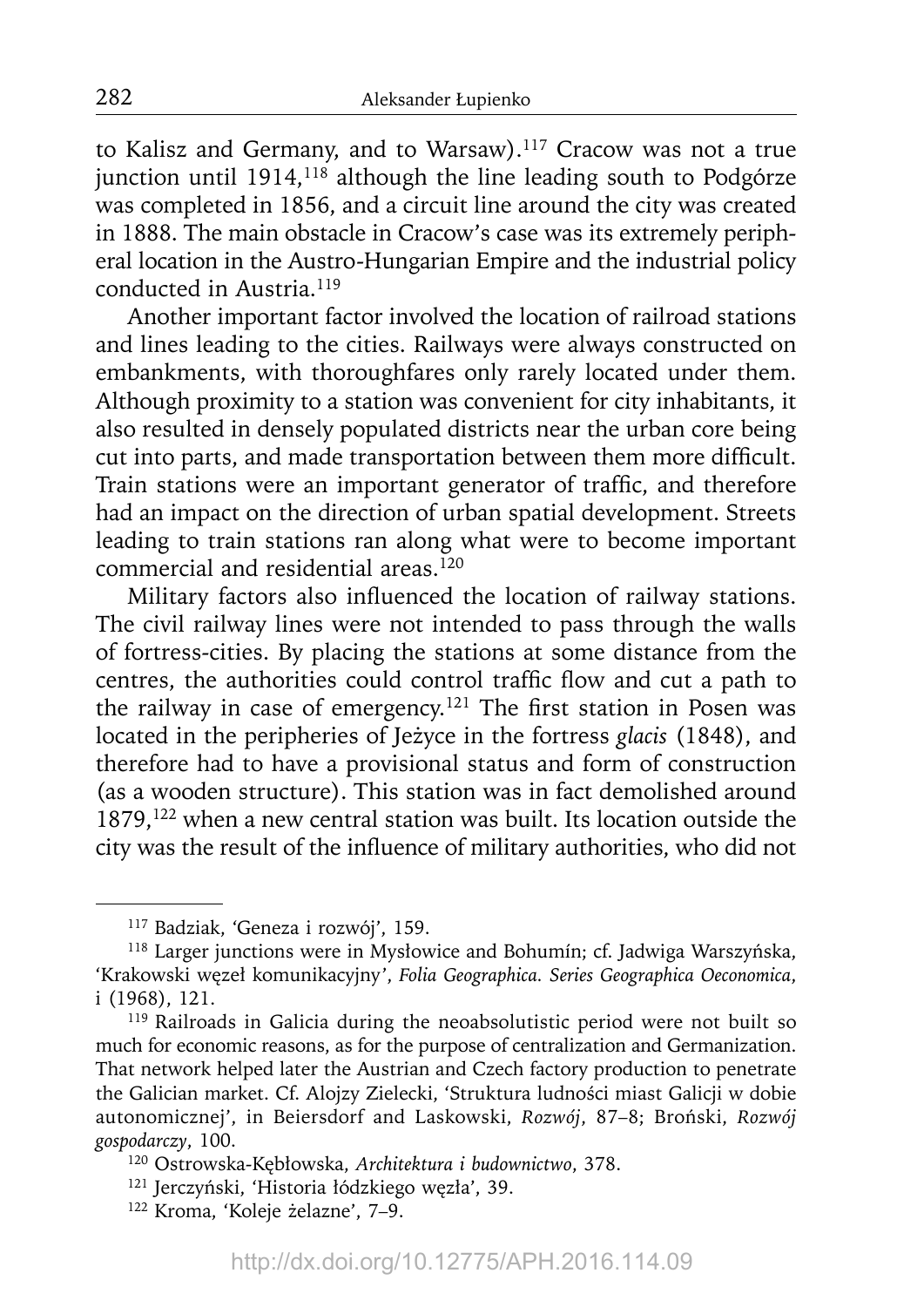to Kalisz and Germany, and to Warsaw).[117] Cracow was not a true junction until 1914,[118] although the line leading south to Podgórze was completed in 1856, and a circuit line around the city was created in 1888. The main obstacle in Cracow's case was its extremely peripheral location in the Austro-Hungarian Empire and the industrial policy conducted in Austria.[119]

Another important factor involved the location of railroad stations and lines leading to the cities. Railways were always constructed on embankments, with thoroughfares only rarely located under them. Although proximity to a station was convenient for city inhabitants, it also resulted in densely populated districts near the urban core being cut into parts, and made transportation between them more difficult. Train stations were an important generator of traffic, and therefore had an impact on the direction of urban spatial development. Streets leading to train stations ran along what were to become important commercial and residential areas.[120]

Military factors also influenced the location of railway stations. The civil railway lines were not intended to pass through the walls of fortress-cities. By placing the stations at some distance from the centres, the authorities could control traffic flow and cut a path to the railway in case of emergency.[121] The first station in Posen was located in the peripheries of Jeżyce in the fortress *glacis* (1848), and therefore had to have a provisional status and form of construction (as a wooden structure). This station was in fact demolished around 1879,[122] when a new central station was built. Its location outside the city was the result of the influence of military authorities, who did not

---

[117] Badziak, 'Geneza i rozwój', 159.

[118] Larger junctions were in Mysłowice and Bohumín; cf. Jadwiga Warszyńska, 'Krakowski węzeł komunikacyjny', *Folia Geographica. Series Geographica Oeconomica*, i (1968), 121.

[119] Railroads in Galicia during the neoabsolutistic period were not built so much for economic reasons, as for the purpose of centralization and Germanization. That network helped later the Austrian and Czech factory production to penetrate the Galician market. Cf. Alojzy Zielecki, 'Struktura ludności miast Galicji w dobie autonomicznej', in Beiersdorf and Laskowski, *Rozwój*, 87–8; Broński, *Rozwój gospodarczy*, 100.

[120] Ostrowska-Kębłowska, *Architektura i budownictwo*, 378.

[121] Jerczyński, 'Historia łódzkiego węzła', 39.

[122] Kroma, 'Koleje żelazne', 7–9.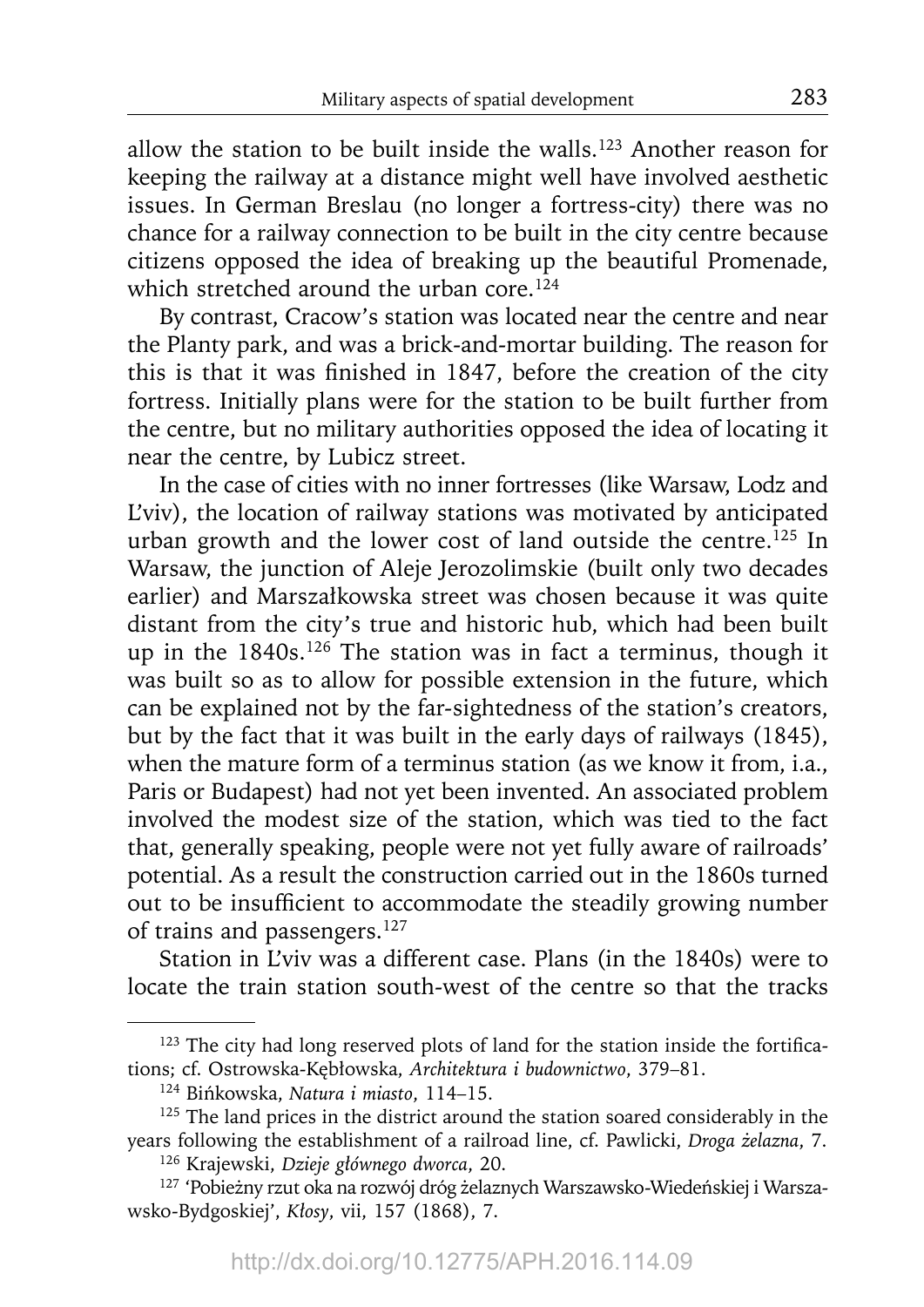allow the station to be built inside the walls.[123] Another reason for keeping the railway at a distance might well have involved aesthetic issues. In German Breslau (no longer a fortress-city) there was no chance for a railway connection to be built in the city centre because citizens opposed the idea of breaking up the beautiful Promenade, which stretched around the urban core.[124]

By contrast, Cracow's station was located near the centre and near the Planty park, and was a brick-and-mortar building. The reason for this is that it was finished in 1847, before the creation of the city fortress. Initially plans were for the station to be built further from the centre, but no military authorities opposed the idea of locating it near the centre, by Lubicz street.

In the case of cities with no inner fortresses (like Warsaw, Lodz and L'viv), the location of railway stations was motivated by anticipated urban growth and the lower cost of land outside the centre.[125] In Warsaw, the junction of Aleje Jerozolimskie (built only two decades earlier) and Marszałkowska street was chosen because it was quite distant from the city's true and historic hub, which had been built up in the 1840s.[126] The station was in fact a terminus, though it was built so as to allow for possible extension in the future, which can be explained not by the far-sightedness of the station's creators, but by the fact that it was built in the early days of railways (1845), when the mature form of a terminus station (as we know it from, i.a., Paris or Budapest) had not yet been invented. An associated problem involved the modest size of the station, which was tied to the fact that, generally speaking, people were not yet fully aware of railroads' potential. As a result the construction carried out in the 1860s turned out to be insufficient to accommodate the steadily growing number of trains and passengers.[127]

Station in L'viv was a different case. Plans (in the 1840s) were to locate the train station south-west of the centre so that the tracks

---

[123] The city had long reserved plots of land for the station inside the fortifications; cf. Ostrowska-Kębłowska, *Architektura i budownictwo*, 379–81.

[124] Bińkowska, *Natura i miasto*, 114–15.

[125] The land prices in the district around the station soared considerably in the years following the establishment of a railroad line, cf. Pawlicki, *Droga żelazna*, 7.

[126] Krajewski, *Dzieje głównego dworca*, 20.

[127] 'Pobieżny rzut oka na rozwój dróg żelaznych Warszawsko-Wiedeńskiej i Warszawsko-Bydgoskiej', *Kłosy*, vii, 157 (1868), 7.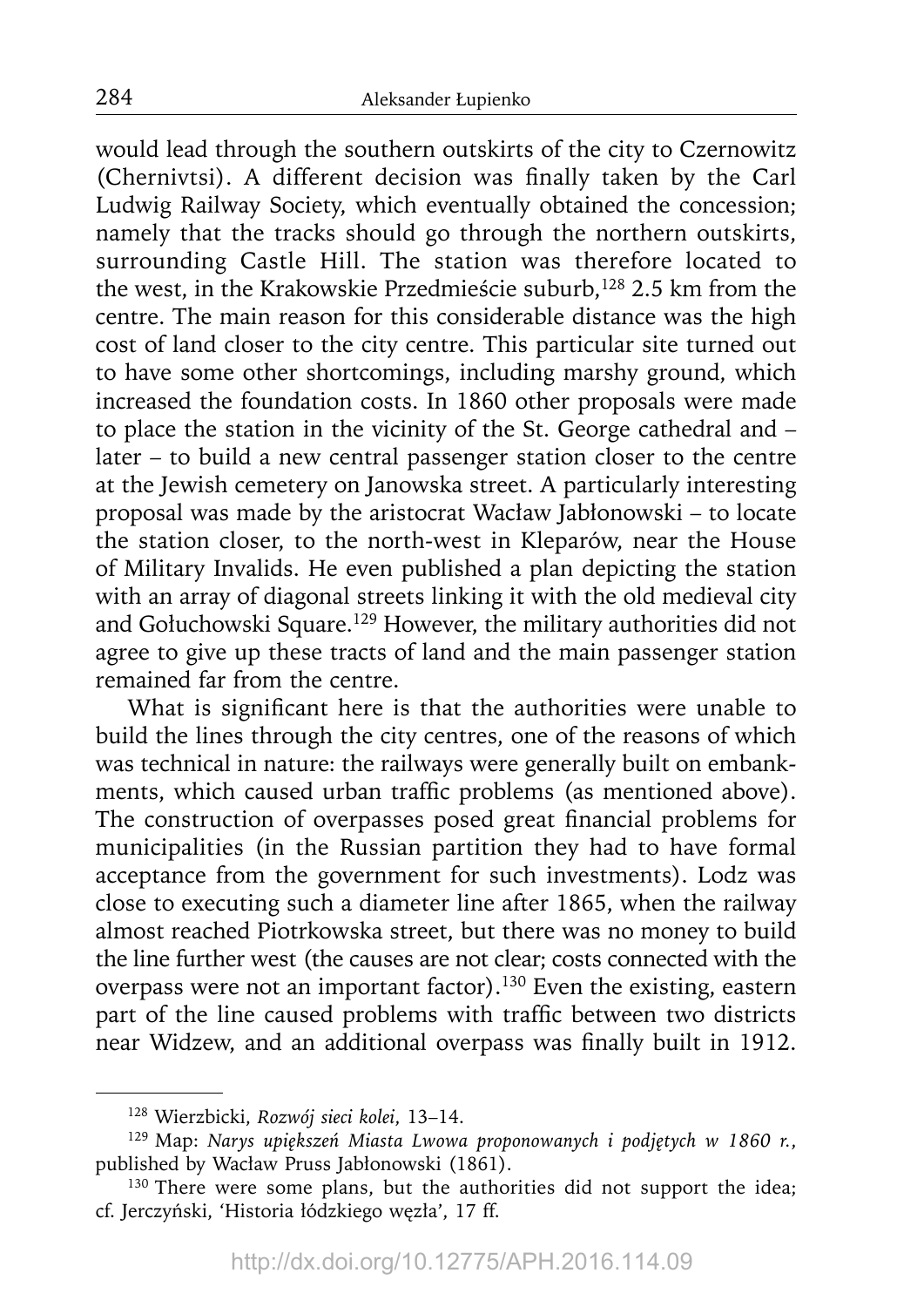would lead through the southern outskirts of the city to Czernowitz (Chernivtsi). A different decision was finally taken by the Carl Ludwig Railway Society, which eventually obtained the concession; namely that the tracks should go through the northern outskirts, surrounding Castle Hill. The station was therefore located to the west, in the Krakowskie Przedmieście suburb,[128] 2.5 km from the centre. The main reason for this considerable distance was the high cost of land closer to the city centre. This particular site turned out to have some other shortcomings, including marshy ground, which increased the foundation costs. In 1860 other proposals were made to place the station in the vicinity of the St. George cathedral and – later – to build a new central passenger station closer to the centre at the Jewish cemetery on Janowska street. A particularly interesting proposal was made by the aristocrat Wacław Jabłonowski – to locate the station closer, to the north-west in Kleparów, near the House of Military Invalids. He even published a plan depicting the station with an array of diagonal streets linking it with the old medieval city and Gołuchowski Square.[129] However, the military authorities did not agree to give up these tracts of land and the main passenger station remained far from the centre.

What is significant here is that the authorities were unable to build the lines through the city centres, one of the reasons of which was technical in nature: the railways were generally built on embankments, which caused urban traffic problems (as mentioned above). The construction of overpasses posed great financial problems for municipalities (in the Russian partition they had to have formal acceptance from the government for such investments). Lodz was close to executing such a diameter line after 1865, when the railway almost reached Piotrkowska street, but there was no money to build the line further west (the causes are not clear; costs connected with the overpass were not an important factor).[130] Even the existing, eastern part of the line caused problems with traffic between two districts near Widzew, and an additional overpass was finally built in 1912.

[128] Wierzbicki, *Rozwój sieci kolei*, 13–14.

[129] Map: *Narys upiększeń Miasta Lwowa proponowanych i podjętych w 1860 r.*, published by Wacław Pruss Jabłonowski (1861).

[130] There were some plans, but the authorities did not support the idea; cf. Jerczyński, 'Historia łódzkiego węzła', 17 ff.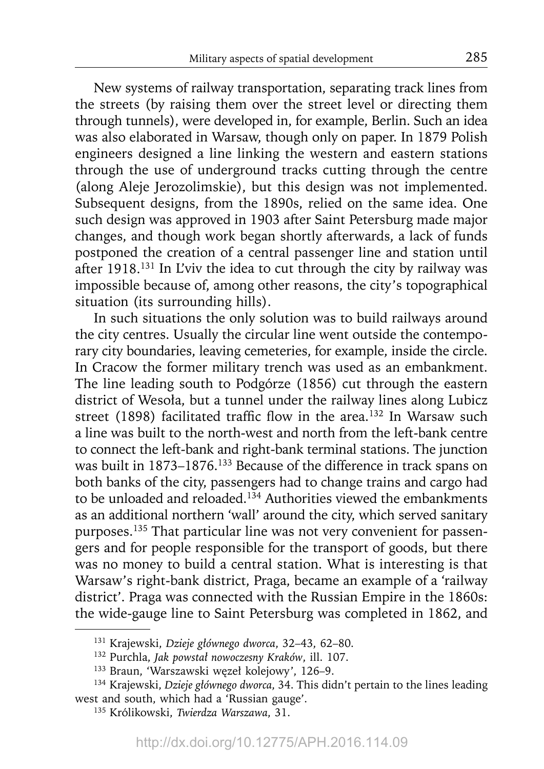New systems of railway transportation, separating track lines from the streets (by raising them over the street level or directing them through tunnels), were developed in, for example, Berlin. Such an idea was also elaborated in Warsaw, though only on paper. In 1879 Polish engineers designed a line linking the western and eastern stations through the use of underground tracks cutting through the centre (along Aleje Jerozolimskie), but this design was not implemented. Subsequent designs, from the 1890s, relied on the same idea. One such design was approved in 1903 after Saint Petersburg made major changes, and though work began shortly afterwards, a lack of funds postponed the creation of a central passenger line and station until after 1918.[131] In L'viv the idea to cut through the city by railway was impossible because of, among other reasons, the city's topographical situation (its surrounding hills).

In such situations the only solution was to build railways around the city centres. Usually the circular line went outside the contemporary city boundaries, leaving cemeteries, for example, inside the circle. In Cracow the former military trench was used as an embankment. The line leading south to Podgórze (1856) cut through the eastern district of Wesoła, but a tunnel under the railway lines along Lubicz street (1898) facilitated traffic flow in the area.[132] In Warsaw such a line was built to the north-west and north from the left-bank centre to connect the left-bank and right-bank terminal stations. The junction was built in 1873–1876.[133] Because of the difference in track spans on both banks of the city, passengers had to change trains and cargo had to be unloaded and reloaded.[134] Authorities viewed the embankments as an additional northern 'wall' around the city, which served sanitary purposes.[135] That particular line was not very convenient for passengers and for people responsible for the transport of goods, but there was no money to build a central station. What is interesting is that Warsaw's right-bank district, Praga, became an example of a 'railway district'. Praga was connected with the Russian Empire in the 1860s: the wide-gauge line to Saint Petersburg was completed in 1862, and

---

[131] Krajewski, *Dzieje głównego dworca*, 32–43, 62–80.

[132] Purchla, *Jak powstał nowoczesny Kraków*, ill. 107.

[133] Braun, 'Warszawski węzeł kolejowy', 126–9.

[134] Krajewski, *Dzieje głównego dworca*, 34. This didn't pertain to the lines leading west and south, which had a 'Russian gauge'.

[135] Królikowski, *Twierdza Warszawa*, 31.

http://dx.doi.org/10.12775/APH.2016.114.09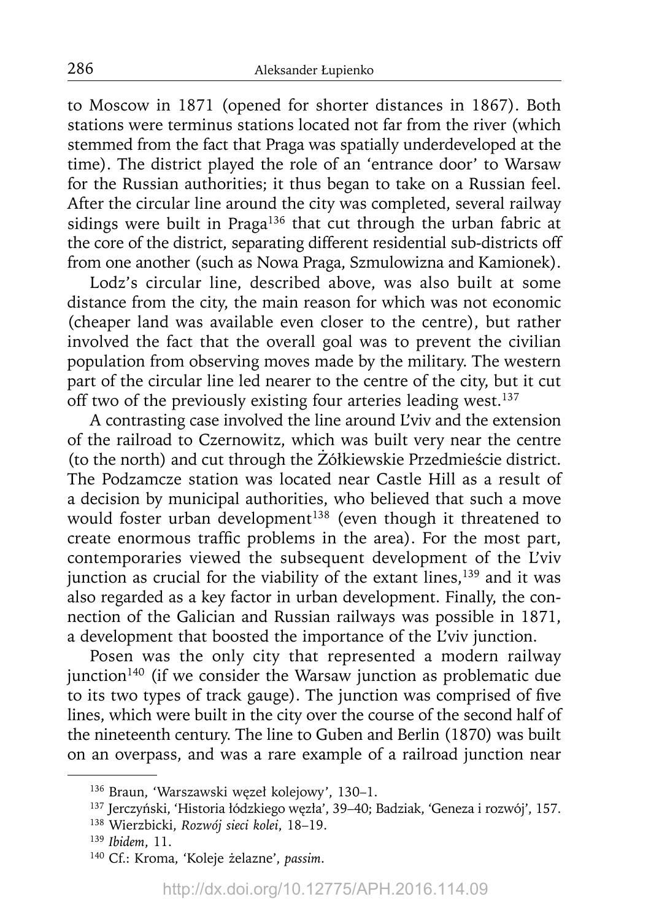to Moscow in 1871 (opened for shorter distances in 1867). Both stations were terminus stations located not far from the river (which stemmed from the fact that Praga was spatially underdeveloped at the time). The district played the role of an 'entrance door' to Warsaw for the Russian authorities; it thus began to take on a Russian feel. After the circular line around the city was completed, several railway sidings were built in Praga[136] that cut through the urban fabric at the core of the district, separating different residential sub-districts off from one another (such as Nowa Praga, Szmulowizna and Kamionek).

Lodz's circular line, described above, was also built at some distance from the city, the main reason for which was not economic (cheaper land was available even closer to the centre), but rather involved the fact that the overall goal was to prevent the civilian population from observing moves made by the military. The western part of the circular line led nearer to the centre of the city, but it cut off two of the previously existing four arteries leading west.[137]

A contrasting case involved the line around L'viv and the extension of the railroad to Czernowitz, which was built very near the centre (to the north) and cut through the Żółkiewskie Przedmieście district. The Podzamcze station was located near Castle Hill as a result of a decision by municipal authorities, who believed that such a move would foster urban development[138] (even though it threatened to create enormous traffic problems in the area). For the most part, contemporaries viewed the subsequent development of the L'viv junction as crucial for the viability of the extant lines,[139] and it was also regarded as a key factor in urban development. Finally, the connection of the Galician and Russian railways was possible in 1871, a development that boosted the importance of the L'viv junction.

Posen was the only city that represented a modern railway junction[140] (if we consider the Warsaw junction as problematic due to its two types of track gauge). The junction was comprised of five lines, which were built in the city over the course of the second half of the nineteenth century. The line to Guben and Berlin (1870) was built on an overpass, and was a rare example of a railroad junction near

---

[136] Braun, 'Warszawski węzeł kolejowy', 130–1.

[137] Jerczyński, 'Historia łódzkiego węzła', 39–40; Badziak, 'Geneza i rozwój', 157.

[138] Wierzbicki, *Rozwój sieci kolei*, 18–19.

[139] *Ibidem*, 11.

[140] Cf.: Kroma, 'Koleje żelazne', *passim*.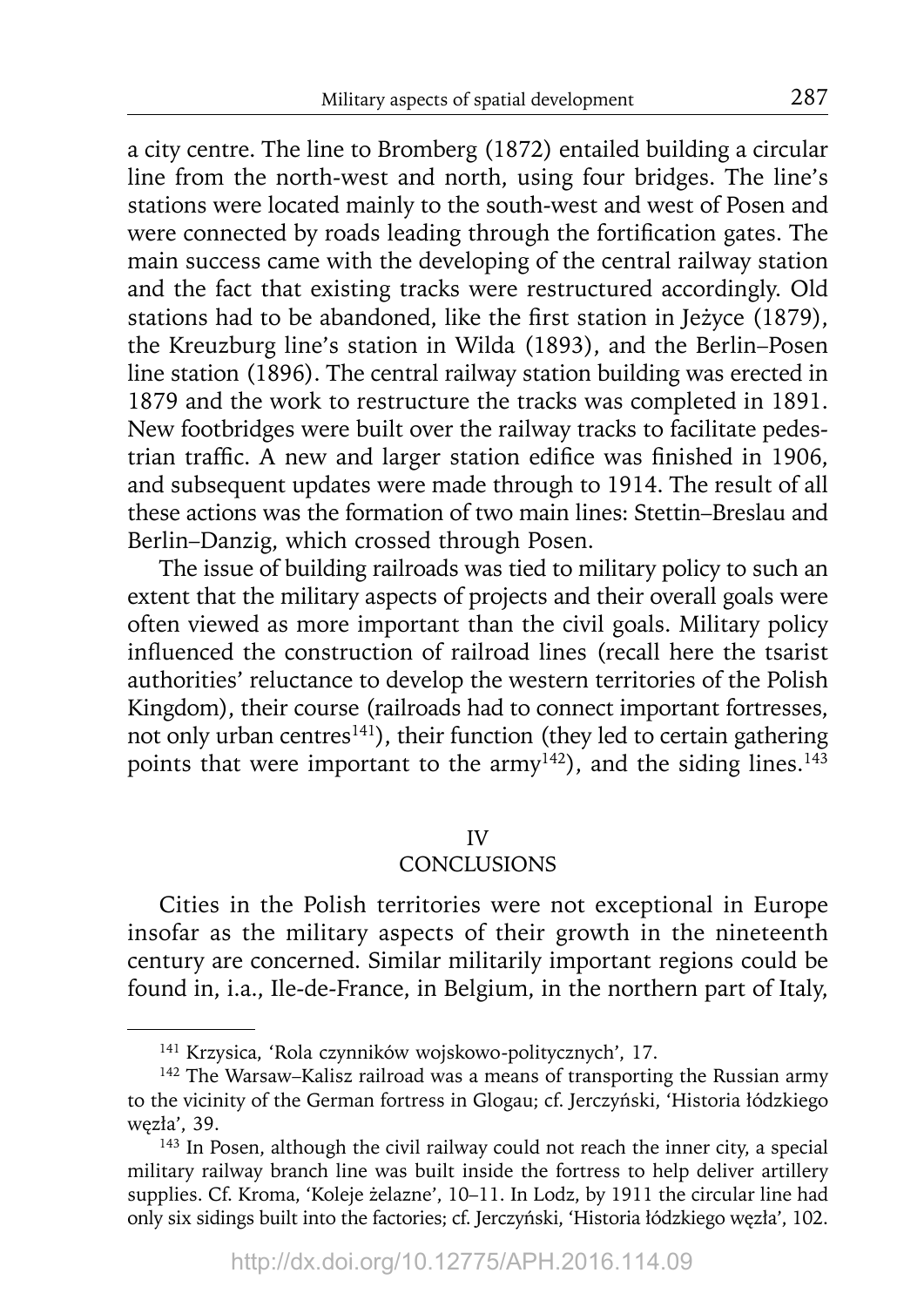a city centre. The line to Bromberg (1872) entailed building a circular line from the north-west and north, using four bridges. The line's stations were located mainly to the south-west and west of Posen and were connected by roads leading through the fortification gates. The main success came with the developing of the central railway station and the fact that existing tracks were restructured accordingly. Old stations had to be abandoned, like the first station in Jeżyce (1879), the Kreuzburg line's station in Wilda (1893), and the Berlin–Posen line station (1896). The central railway station building was erected in 1879 and the work to restructure the tracks was completed in 1891. New footbridges were built over the railway tracks to facilitate pedestrian traffic. A new and larger station edifice was finished in 1906, and subsequent updates were made through to 1914. The result of all these actions was the formation of two main lines: Stettin–Breslau and Berlin–Danzig, which crossed through Posen.

The issue of building railroads was tied to military policy to such an extent that the military aspects of projects and their overall goals were often viewed as more important than the civil goals. Military policy influenced the construction of railroad lines (recall here the tsarist authorities' reluctance to develop the western territories of the Polish Kingdom), their course (railroads had to connect important fortresses, not only urban centres[141]), their function (they led to certain gathering points that were important to the army[142]), and the siding lines.[143]

## IV
## CONCLUSIONS

Cities in the Polish territories were not exceptional in Europe insofar as the military aspects of their growth in the nineteenth century are concerned. Similar militarily important regions could be found in, i.a., Ile-de-France, in Belgium, in the northern part of Italy,

---

[141] Krzysica, 'Rola czynników wojskowo-politycznych', 17.

[142] The Warsaw–Kalisz railroad was a means of transporting the Russian army to the vicinity of the German fortress in Glogau; cf. Jerczyński, 'Historia łódzkiego węzła', 39.

[143] In Posen, although the civil railway could not reach the inner city, a special military railway branch line was built inside the fortress to help deliver artillery supplies. Cf. Kroma, 'Koleje żelazne', 10–11. In Lodz, by 1911 the circular line had only six sidings built into the factories; cf. Jerczyński, 'Historia łódzkiego węzła', 102.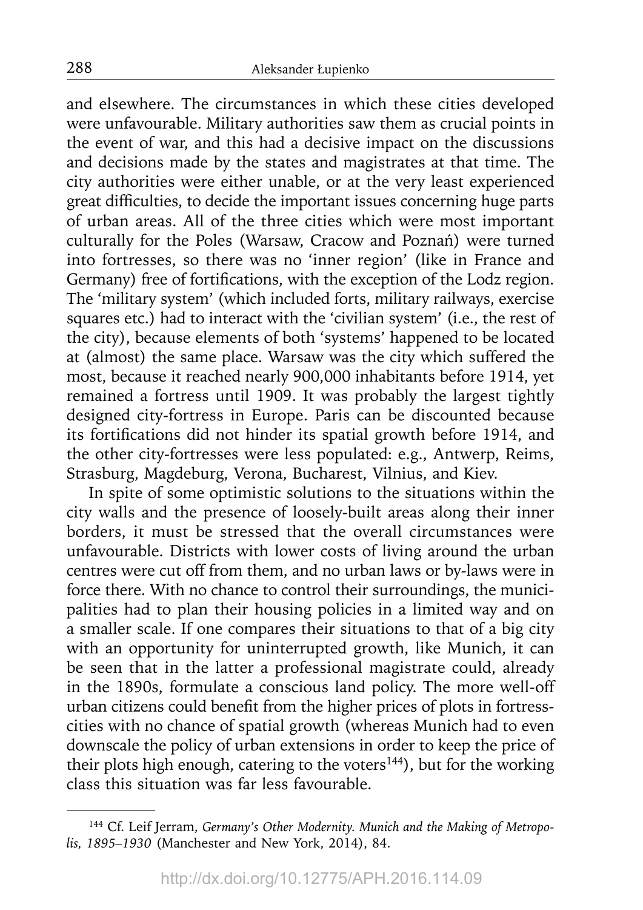and elsewhere. The circumstances in which these cities developed were unfavourable. Military authorities saw them as crucial points in the event of war, and this had a decisive impact on the discussions and decisions made by the states and magistrates at that time. The city authorities were either unable, or at the very least experienced great difficulties, to decide the important issues concerning huge parts of urban areas. All of the three cities which were most important culturally for the Poles (Warsaw, Cracow and Poznań) were turned into fortresses, so there was no 'inner region' (like in France and Germany) free of fortifications, with the exception of the Lodz region. The 'military system' (which included forts, military railways, exercise squares etc.) had to interact with the 'civilian system' (i.e., the rest of the city), because elements of both 'systems' happened to be located at (almost) the same place. Warsaw was the city which suffered the most, because it reached nearly 900,000 inhabitants before 1914, yet remained a fortress until 1909. It was probably the largest tightly designed city-fortress in Europe. Paris can be discounted because its fortifications did not hinder its spatial growth before 1914, and the other city-fortresses were less populated: e.g., Antwerp, Reims, Strasburg, Magdeburg, Verona, Bucharest, Vilnius, and Kiev.

In spite of some optimistic solutions to the situations within the city walls and the presence of loosely-built areas along their inner borders, it must be stressed that the overall circumstances were unfavourable. Districts with lower costs of living around the urban centres were cut off from them, and no urban laws or by-laws were in force there. With no chance to control their surroundings, the municipalities had to plan their housing policies in a limited way and on a smaller scale. If one compares their situations to that of a big city with an opportunity for uninterrupted growth, like Munich, it can be seen that in the latter a professional magistrate could, already in the 1890s, formulate a conscious land policy. The more well-off urban citizens could benefit from the higher prices of plots in fortress-cities with no chance of spatial growth (whereas Munich had to even downscale the policy of urban extensions in order to keep the price of their plots high enough, catering to the voters[144]), but for the working class this situation was far less favourable.

---

[144] Cf. Leif Jerram, *Germany's Other Modernity. Munich and the Making of Metropolis, 1895–1930* (Manchester and New York, 2014), 84.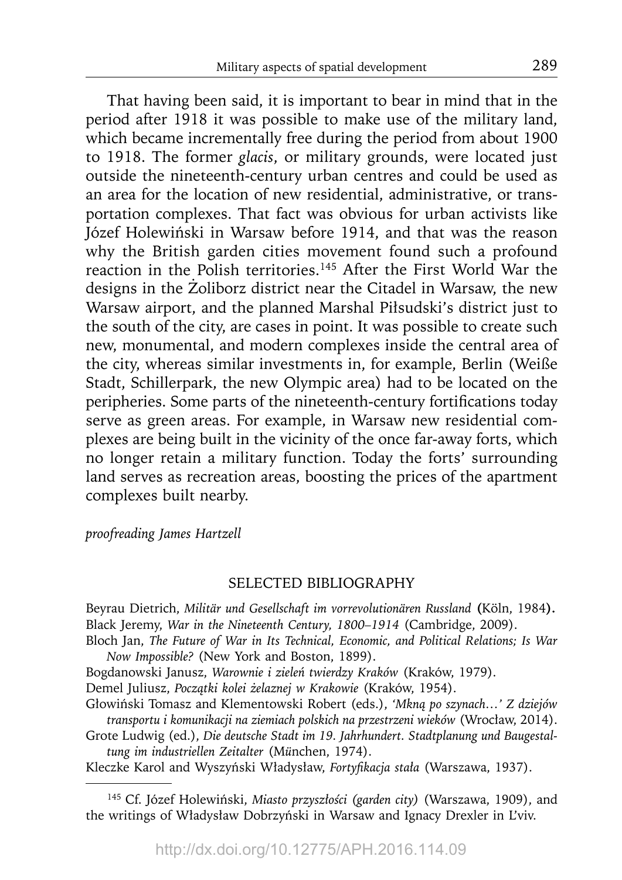That having been said, it is important to bear in mind that in the period after 1918 it was possible to make use of the military land, which became incrementally free during the period from about 1900 to 1918. The former *glacis*, or military grounds, were located just outside the nineteenth-century urban centres and could be used as an area for the location of new residential, administrative, or transportation complexes. That fact was obvious for urban activists like Józef Holewiński in Warsaw before 1914, and that was the reason why the British garden cities movement found such a profound reaction in the Polish territories.[145] After the First World War the designs in the Żoliborz district near the Citadel in Warsaw, the new Warsaw airport, and the planned Marshal Piłsudski's district just to the south of the city, are cases in point. It was possible to create such new, monumental, and modern complexes inside the central area of the city, whereas similar investments in, for example, Berlin (Weiße Stadt, Schillerpark, the new Olympic area) had to be located on the peripheries. Some parts of the nineteenth-century fortifications today serve as green areas. For example, in Warsaw new residential complexes are being built in the vicinity of the once far-away forts, which no longer retain a military function. Today the forts' surrounding land serves as recreation areas, boosting the prices of the apartment complexes built nearby.

*proofreading James Hartzell*

## SELECTED BIBLIOGRAPHY

Beyrau Dietrich, *Militär und Gesellschaft im vorrevolutionären Russland* **(**Köln, 1984**).**

Black Jeremy, *War in the Nineteenth Century, 1800–1914* (Cambridge, 2009).

Bloch Jan, *The Future of War in Its Technical, Economic, and Political Relations; Is War Now Impossible?* (New York and Boston, 1899).

Bogdanowski Janusz, *Warownie i zieleń twierdzy Kraków* (Kraków, 1979).

Demel Juliusz, *Początki kolei żelaznej w Krakowie* (Kraków, 1954).

Głowiński Tomasz and Klementowski Robert (eds.), *'Mkną po szynach…' Z dziejów transportu i komunikacji na ziemiach polskich na przestrzeni wieków* (Wrocław, 2014).

Grote Ludwig (ed.), *Die deutsche Stadt im 19. Jahrhundert. Stadtplanung und Baugestaltung im industriellen Zeitalter* (München, 1974).

Kleczke Karol and Wyszyński Władysław, *Fortyfikacja stała* (Warszawa, 1937).

---

[145] Cf. Józef Holewiński, *Miasto przyszłości (garden city)* (Warszawa, 1909), and the writings of Władysław Dobrzyński in Warsaw and Ignacy Drexler in L'viv.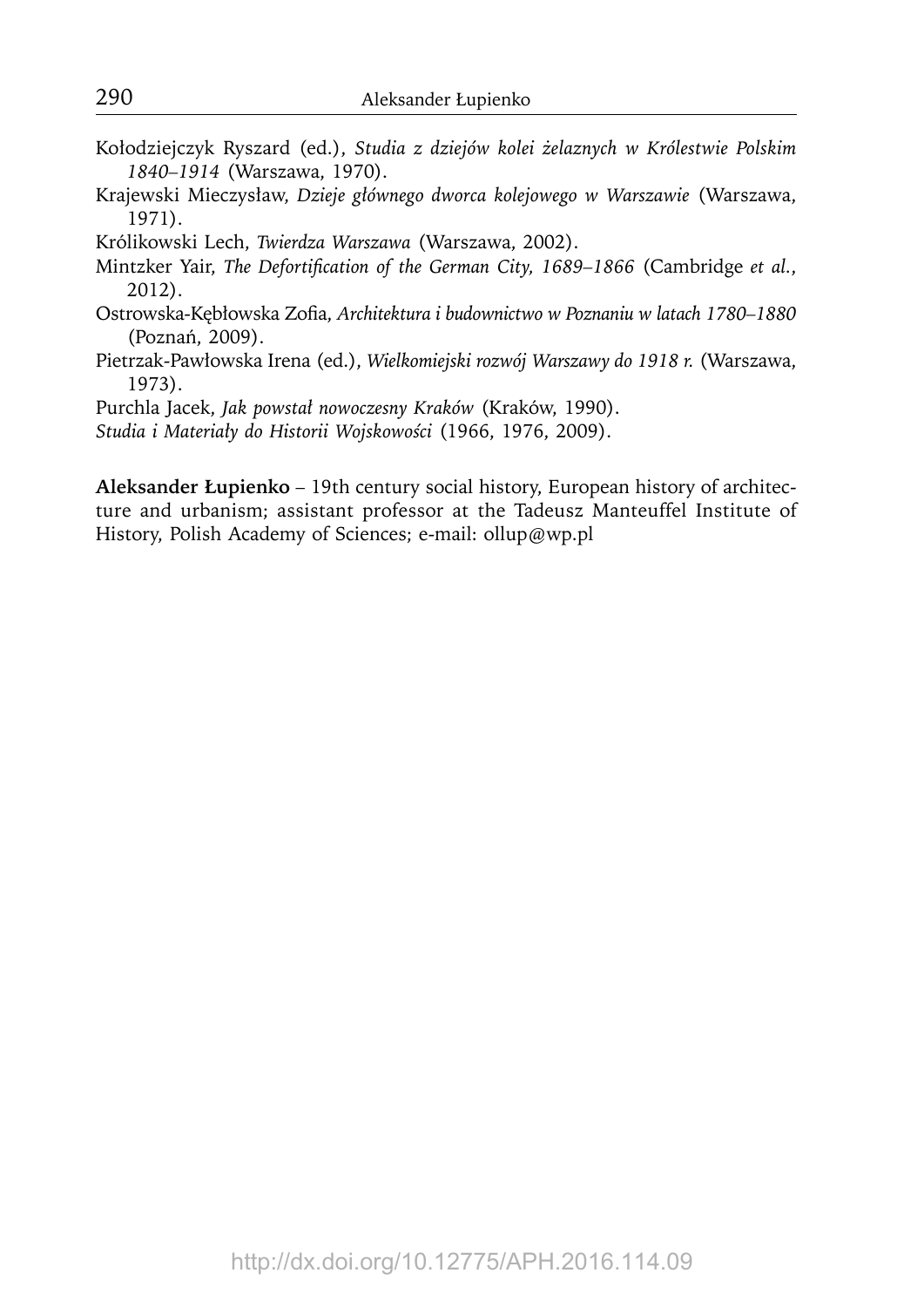Kołodziejczyk Ryszard (ed.), *Studia z dziejów kolei żelaznych w Królestwie Polskim 1840–1914* (Warszawa, 1970).

Krajewski Mieczysław, *Dzieje głównego dworca kolejowego w Warszawie* (Warszawa, 1971).

Królikowski Lech, *Twierdza Warszawa* (Warszawa, 2002).

Mintzker Yair, *The Defortification of the German City, 1689–1866* (Cambridge *et al.*, 2012).

Ostrowska-Kębłowska Zofia, *Architektura i budownictwo w Poznaniu w latach 1780–1880* (Poznań, 2009).

Pietrzak-Pawłowska Irena (ed.), *Wielkomiejski rozwój Warszawy do 1918 r.* (Warszawa, 1973).

Purchla Jacek, *Jak powstał nowoczesny Kraków* (Kraków, 1990).

*Studia i Materiały do Historii Wojskowości* (1966, 1976, 2009).

**Aleksander Łupienko** – 19th century social history, European history of architecture and urbanism; assistant professor at the Tadeusz Manteuffel Institute of History, Polish Academy of Sciences; e-mail: ollup@wp.pl